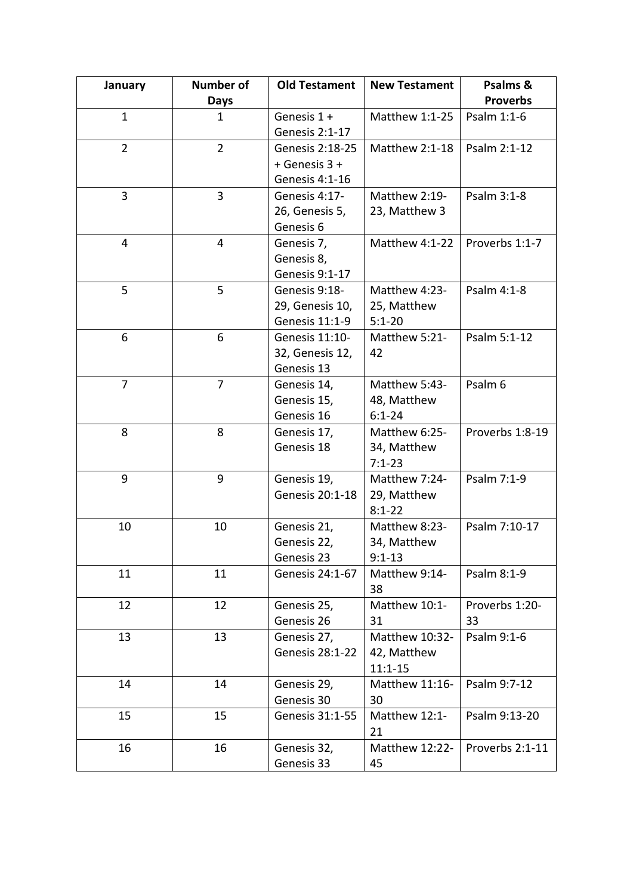| January | Number of Days | Old Testament | New Testament | Psalms & Proverbs |
|---|---|---|---|---|
| 1 | 1 | Genesis 1 + Genesis 2:1-17 | Matthew 1:1-25 | Psalm 1:1-6 |
| 2 | 2 | Genesis 2:18-25 + Genesis 3 + Genesis 4:1-16 | Matthew 2:1-18 | Psalm 2:1-12 |
| 3 | 3 | Genesis 4:17-26, Genesis 5, Genesis 6 | Matthew 2:19-23, Matthew 3 | Psalm 3:1-8 |
| 4 | 4 | Genesis 7, Genesis 8, Genesis 9:1-17 | Matthew 4:1-22 | Proverbs 1:1-7 |
| 5 | 5 | Genesis 9:18-29, Genesis 10, Genesis 11:1-9 | Matthew 4:23-25, Matthew 5:1-20 | Psalm 4:1-8 |
| 6 | 6 | Genesis 11:10-32, Genesis 12, Genesis 13 | Matthew 5:21-42 | Psalm 5:1-12 |
| 7 | 7 | Genesis 14, Genesis 15, Genesis 16 | Matthew 5:43-48, Matthew 6:1-24 | Psalm 6 |
| 8 | 8 | Genesis 17, Genesis 18 | Matthew 6:25-34, Matthew 7:1-23 | Proverbs 1:8-19 |
| 9 | 9 | Genesis 19, Genesis 20:1-18 | Matthew 7:24-29, Matthew 8:1-22 | Psalm 7:1-9 |
| 10 | 10 | Genesis 21, Genesis 22, Genesis 23 | Matthew 8:23-34, Matthew 9:1-13 | Psalm 7:10-17 |
| 11 | 11 | Genesis 24:1-67 | Matthew 9:14-38 | Psalm 8:1-9 |
| 12 | 12 | Genesis 25, Genesis 26 | Matthew 10:1-31 | Proverbs 1:20-33 |
| 13 | 13 | Genesis 27, Genesis 28:1-22 | Matthew 10:32-42, Matthew 11:1-15 | Psalm 9:1-6 |
| 14 | 14 | Genesis 29, Genesis 30 | Matthew 11:16-30 | Psalm 9:7-12 |
| 15 | 15 | Genesis 31:1-55 | Matthew 12:1-21 | Psalm 9:13-20 |
| 16 | 16 | Genesis 32, Genesis 33 | Matthew 12:22-45 | Proverbs 2:1-11 |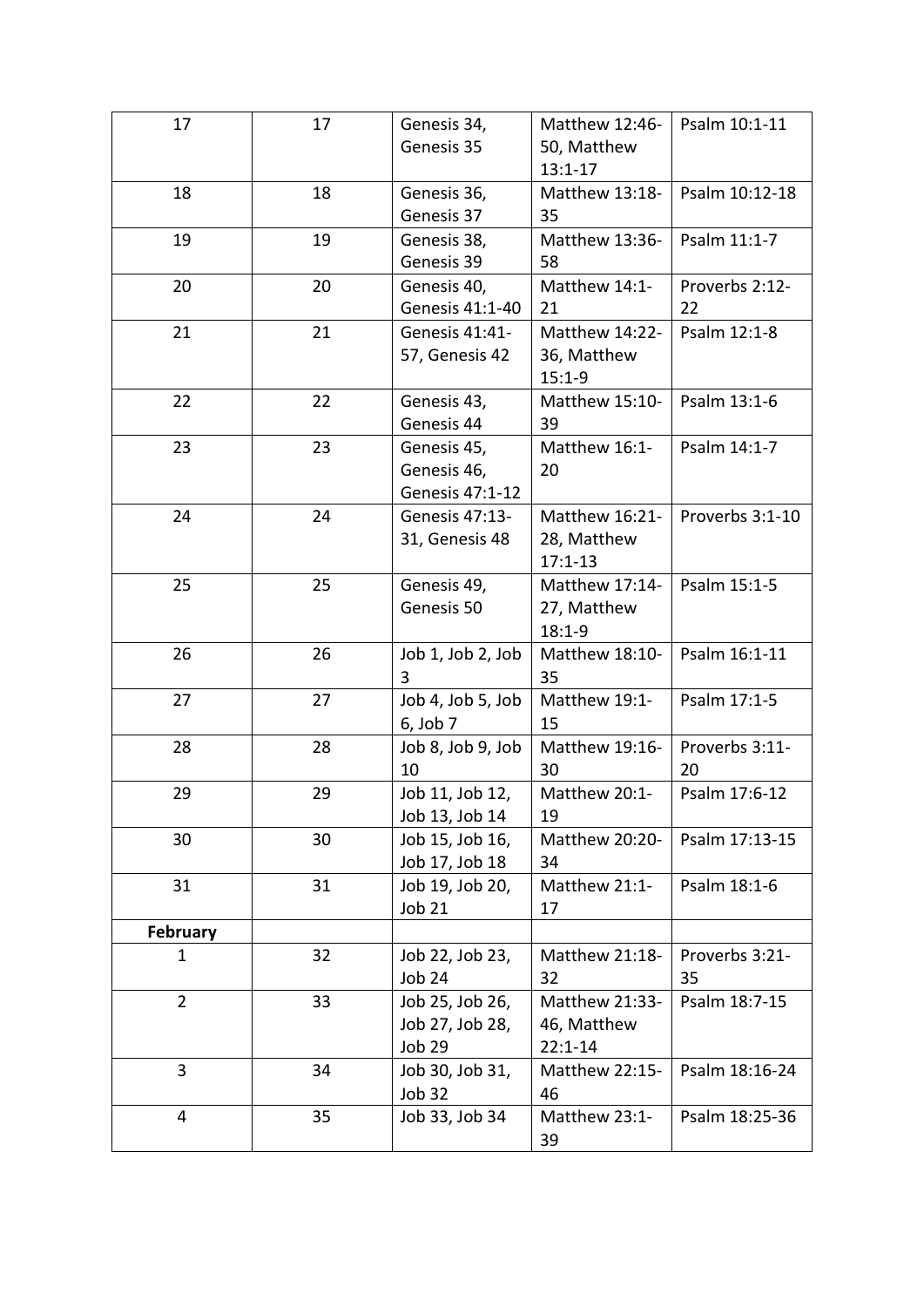| 17 | 17 | Genesis 34, Genesis 35 | Matthew 12:46-50, Matthew 13:1-17 | Psalm 10:1-11 |
|---|---|---|---|---|
| 18 | 18 | Genesis 36, Genesis 37 | Matthew 13:18-35 | Psalm 10:12-18 |
| 19 | 19 | Genesis 38, Genesis 39 | Matthew 13:36-58 | Psalm 11:1-7 |
| 20 | 20 | Genesis 40, Genesis 41:1-40 | Matthew 14:1-21 | Proverbs 2:12-22 |
| 21 | 21 | Genesis 41:41-57, Genesis 42 | Matthew 14:22-36, Matthew 15:1-9 | Psalm 12:1-8 |
| 22 | 22 | Genesis 43, Genesis 44 | Matthew 15:10-39 | Psalm 13:1-6 |
| 23 | 23 | Genesis 45, Genesis 46, Genesis 47:1-12 | Matthew 16:1-20 | Psalm 14:1-7 |
| 24 | 24 | Genesis 47:13-31, Genesis 48 | Matthew 16:21-28, Matthew 17:1-13 | Proverbs 3:1-10 |
| 25 | 25 | Genesis 49, Genesis 50 | Matthew 17:14-27, Matthew 18:1-9 | Psalm 15:1-5 |
| 26 | 26 | Job 1, Job 2, Job 3 | Matthew 18:10-35 | Psalm 16:1-11 |
| 27 | 27 | Job 4, Job 5, Job 6, Job 7 | Matthew 19:1-15 | Psalm 17:1-5 |
| 28 | 28 | Job 8, Job 9, Job 10 | Matthew 19:16-30 | Proverbs 3:11-20 |
| 29 | 29 | Job 11, Job 12, Job 13, Job 14 | Matthew 20:1-19 | Psalm 17:6-12 |
| 30 | 30 | Job 15, Job 16, Job 17, Job 18 | Matthew 20:20-34 | Psalm 17:13-15 |
| 31 | 31 | Job 19, Job 20, Job 21 | Matthew 21:1-17 | Psalm 18:1-6 |
| **February** | | | | |
| 1 | 32 | Job 22, Job 23, Job 24 | Matthew 21:18-32 | Proverbs 3:21-35 |
| 2 | 33 | Job 25, Job 26, Job 27, Job 28, Job 29 | Matthew 21:33-46, Matthew 22:1-14 | Psalm 18:7-15 |
| 3 | 34 | Job 30, Job 31, Job 32 | Matthew 22:15-46 | Psalm 18:16-24 |
| 4 | 35 | Job 33, Job 34 | Matthew 23:1-39 | Psalm 18:25-36 |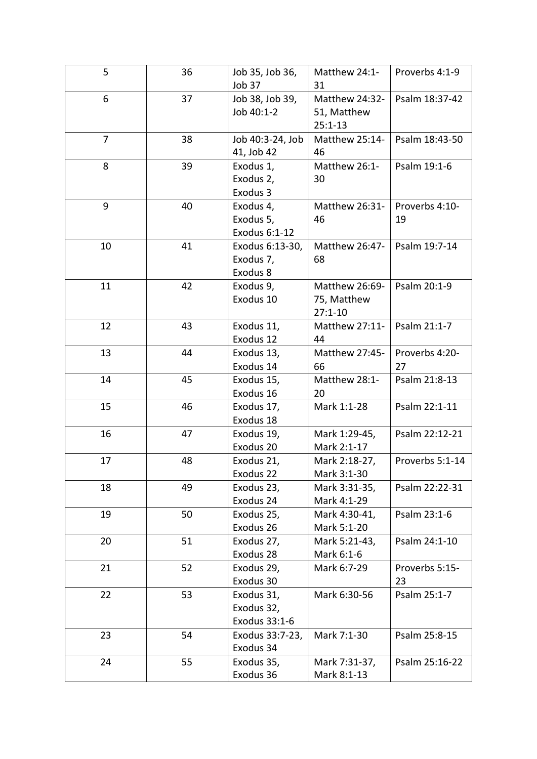| | | | | |
|---|---|---|---|---|
| 5 | 36 | Job 35, Job 36, Job 37 | Matthew 24:1-31 | Proverbs 4:1-9 |
| 6 | 37 | Job 38, Job 39, Job 40:1-2 | Matthew 24:32-51, Matthew 25:1-13 | Psalm 18:37-42 |
| 7 | 38 | Job 40:3-24, Job 41, Job 42 | Matthew 25:14-46 | Psalm 18:43-50 |
| 8 | 39 | Exodus 1, Exodus 2, Exodus 3 | Matthew 26:1-30 | Psalm 19:1-6 |
| 9 | 40 | Exodus 4, Exodus 5, Exodus 6:1-12 | Matthew 26:31-46 | Proverbs 4:10-19 |
| 10 | 41 | Exodus 6:13-30, Exodus 7, Exodus 8 | Matthew 26:47-68 | Psalm 19:7-14 |
| 11 | 42 | Exodus 9, Exodus 10 | Matthew 26:69-75, Matthew 27:1-10 | Psalm 20:1-9 |
| 12 | 43 | Exodus 11, Exodus 12 | Matthew 27:11-44 | Psalm 21:1-7 |
| 13 | 44 | Exodus 13, Exodus 14 | Matthew 27:45-66 | Proverbs 4:20-27 |
| 14 | 45 | Exodus 15, Exodus 16 | Matthew 28:1-20 | Psalm 21:8-13 |
| 15 | 46 | Exodus 17, Exodus 18 | Mark 1:1-28 | Psalm 22:1-11 |
| 16 | 47 | Exodus 19, Exodus 20 | Mark 1:29-45, Mark 2:1-17 | Psalm 22:12-21 |
| 17 | 48 | Exodus 21, Exodus 22 | Mark 2:18-27, Mark 3:1-30 | Proverbs 5:1-14 |
| 18 | 49 | Exodus 23, Exodus 24 | Mark 3:31-35, Mark 4:1-29 | Psalm 22:22-31 |
| 19 | 50 | Exodus 25, Exodus 26 | Mark 4:30-41, Mark 5:1-20 | Psalm 23:1-6 |
| 20 | 51 | Exodus 27, Exodus 28 | Mark 5:21-43, Mark 6:1-6 | Psalm 24:1-10 |
| 21 | 52 | Exodus 29, Exodus 30 | Mark 6:7-29 | Proverbs 5:15-23 |
| 22 | 53 | Exodus 31, Exodus 32, Exodus 33:1-6 | Mark 6:30-56 | Psalm 25:1-7 |
| 23 | 54 | Exodus 33:7-23, Exodus 34 | Mark 7:1-30 | Psalm 25:8-15 |
| 24 | 55 | Exodus 35, Exodus 36 | Mark 7:31-37, Mark 8:1-13 | Psalm 25:16-22 |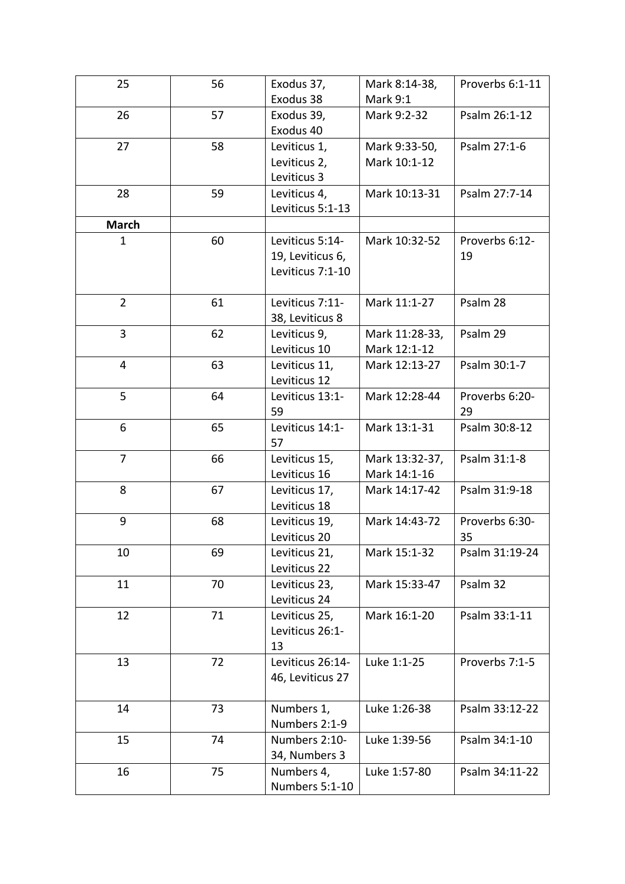| 25 | 56 | Exodus 37, Exodus 38 | Mark 8:14-38, Mark 9:1 | Proverbs 6:1-11 |
|---|---|---|---|---|
| 26 | 57 | Exodus 39, Exodus 40 | Mark 9:2-32 | Psalm 26:1-12 |
| 27 | 58 | Leviticus 1, Leviticus 2, Leviticus 3 | Mark 9:33-50, Mark 10:1-12 | Psalm 27:1-6 |
| 28 | 59 | Leviticus 4, Leviticus 5:1-13 | Mark 10:13-31 | Psalm 27:7-14 |
| **March** | | | | |
| 1 | 60 | Leviticus 5:14-19, Leviticus 6, Leviticus 7:1-10 | Mark 10:32-52 | Proverbs 6:12-19 |
| 2 | 61 | Leviticus 7:11-38, Leviticus 8 | Mark 11:1-27 | Psalm 28 |
| 3 | 62 | Leviticus 9, Leviticus 10 | Mark 11:28-33, Mark 12:1-12 | Psalm 29 |
| 4 | 63 | Leviticus 11, Leviticus 12 | Mark 12:13-27 | Psalm 30:1-7 |
| 5 | 64 | Leviticus 13:1-59 | Mark 12:28-44 | Proverbs 6:20-29 |
| 6 | 65 | Leviticus 14:1-57 | Mark 13:1-31 | Psalm 30:8-12 |
| 7 | 66 | Leviticus 15, Leviticus 16 | Mark 13:32-37, Mark 14:1-16 | Psalm 31:1-8 |
| 8 | 67 | Leviticus 17, Leviticus 18 | Mark 14:17-42 | Psalm 31:9-18 |
| 9 | 68 | Leviticus 19, Leviticus 20 | Mark 14:43-72 | Proverbs 6:30-35 |
| 10 | 69 | Leviticus 21, Leviticus 22 | Mark 15:1-32 | Psalm 31:19-24 |
| 11 | 70 | Leviticus 23, Leviticus 24 | Mark 15:33-47 | Psalm 32 |
| 12 | 71 | Leviticus 25, Leviticus 26:1-13 | Mark 16:1-20 | Psalm 33:1-11 |
| 13 | 72 | Leviticus 26:14-46, Leviticus 27 | Luke 1:1-25 | Proverbs 7:1-5 |
| 14 | 73 | Numbers 1, Numbers 2:1-9 | Luke 1:26-38 | Psalm 33:12-22 |
| 15 | 74 | Numbers 2:10-34, Numbers 3 | Luke 1:39-56 | Psalm 34:1-10 |
| 16 | 75 | Numbers 4, Numbers 5:1-10 | Luke 1:57-80 | Psalm 34:11-22 |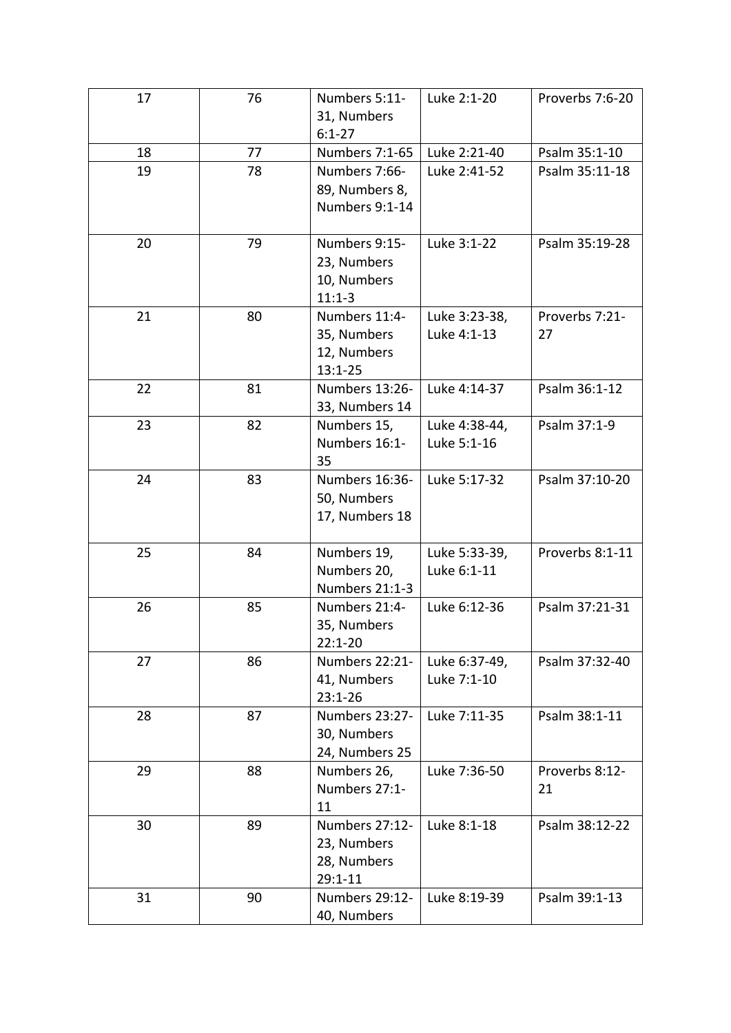| 17 | 76 | Numbers 5:11-31, Numbers 6:1-27 | Luke 2:1-20 | Proverbs 7:6-20 |
|---|---|---|---|---|
| 18 | 77 | Numbers 7:1-65 | Luke 2:21-40 | Psalm 35:1-10 |
| 19 | 78 | Numbers 7:66-89, Numbers 8, Numbers 9:1-14 | Luke 2:41-52 | Psalm 35:11-18 |
| 20 | 79 | Numbers 9:15-23, Numbers 10, Numbers 11:1-3 | Luke 3:1-22 | Psalm 35:19-28 |
| 21 | 80 | Numbers 11:4-35, Numbers 12, Numbers 13:1-25 | Luke 3:23-38, Luke 4:1-13 | Proverbs 7:21-27 |
| 22 | 81 | Numbers 13:26-33, Numbers 14 | Luke 4:14-37 | Psalm 36:1-12 |
| 23 | 82 | Numbers 15, Numbers 16:1-35 | Luke 4:38-44, Luke 5:1-16 | Psalm 37:1-9 |
| 24 | 83 | Numbers 16:36-50, Numbers 17, Numbers 18 | Luke 5:17-32 | Psalm 37:10-20 |
| 25 | 84 | Numbers 19, Numbers 20, Numbers 21:1-3 | Luke 5:33-39, Luke 6:1-11 | Proverbs 8:1-11 |
| 26 | 85 | Numbers 21:4-35, Numbers 22:1-20 | Luke 6:12-36 | Psalm 37:21-31 |
| 27 | 86 | Numbers 22:21-41, Numbers 23:1-26 | Luke 6:37-49, Luke 7:1-10 | Psalm 37:32-40 |
| 28 | 87 | Numbers 23:27-30, Numbers 24, Numbers 25 | Luke 7:11-35 | Psalm 38:1-11 |
| 29 | 88 | Numbers 26, Numbers 27:1-11 | Luke 7:36-50 | Proverbs 8:12-21 |
| 30 | 89 | Numbers 27:12-23, Numbers 28, Numbers 29:1-11 | Luke 8:1-18 | Psalm 38:12-22 |
| 31 | 90 | Numbers 29:12-40, Numbers | Luke 8:19-39 | Psalm 39:1-13 |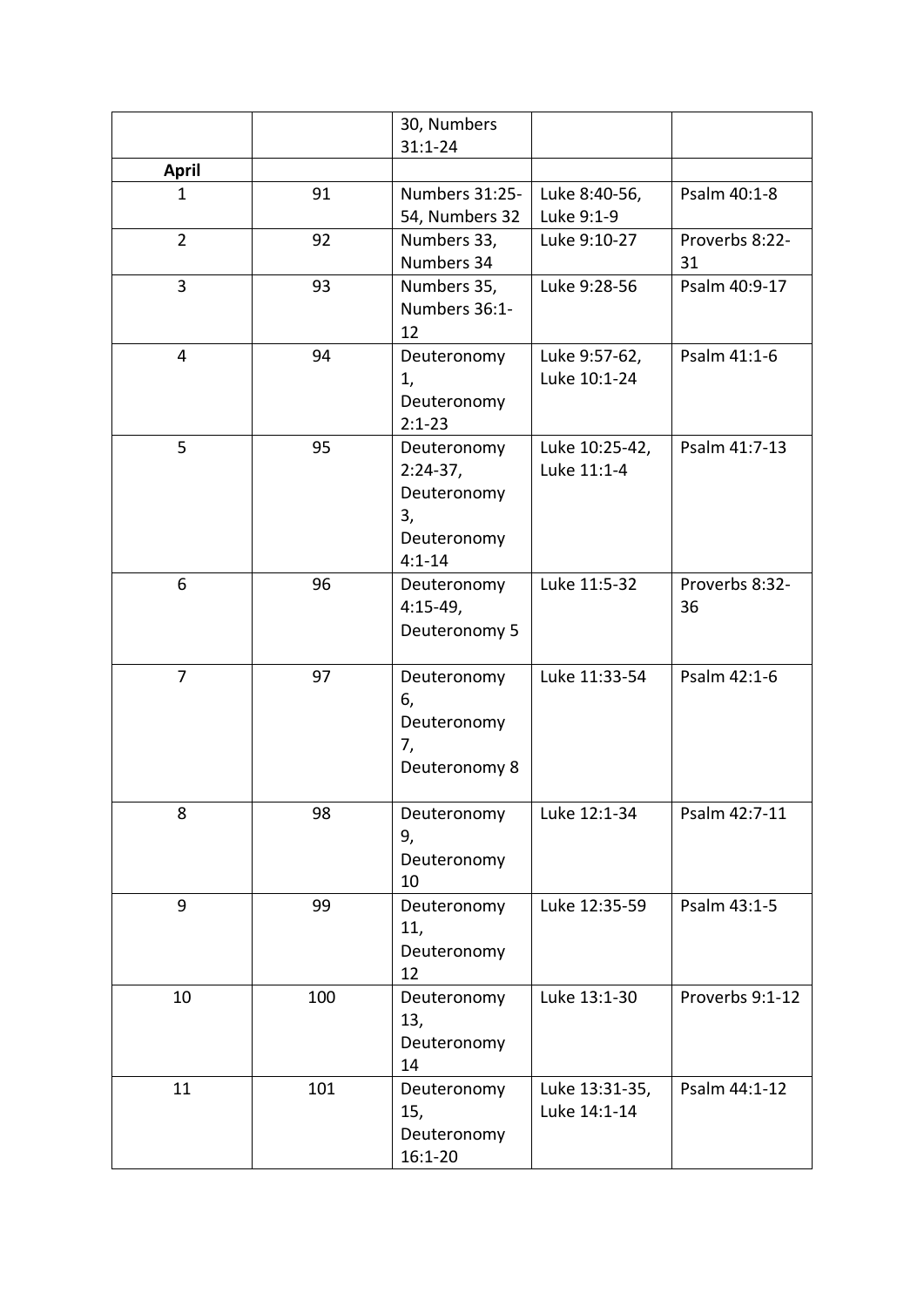| | | 30, Numbers 31:1-24 | | |
|---|---|---|---|---|
| **April** | | | | |
| 1 | 91 | Numbers 31:25-54, Numbers 32 | Luke 8:40-56, Luke 9:1-9 | Psalm 40:1-8 |
| 2 | 92 | Numbers 33, Numbers 34 | Luke 9:10-27 | Proverbs 8:22-31 |
| 3 | 93 | Numbers 35, Numbers 36:1-12 | Luke 9:28-56 | Psalm 40:9-17 |
| 4 | 94 | Deuteronomy 1, Deuteronomy 2:1-23 | Luke 9:57-62, Luke 10:1-24 | Psalm 41:1-6 |
| 5 | 95 | Deuteronomy 2:24-37, Deuteronomy 3, Deuteronomy 4:1-14 | Luke 10:25-42, Luke 11:1-4 | Psalm 41:7-13 |
| 6 | 96 | Deuteronomy 4:15-49, Deuteronomy 5 | Luke 11:5-32 | Proverbs 8:32-36 |
| 7 | 97 | Deuteronomy 6, Deuteronomy 7, Deuteronomy 8 | Luke 11:33-54 | Psalm 42:1-6 |
| 8 | 98 | Deuteronomy 9, Deuteronomy 10 | Luke 12:1-34 | Psalm 42:7-11 |
| 9 | 99 | Deuteronomy 11, Deuteronomy 12 | Luke 12:35-59 | Psalm 43:1-5 |
| 10 | 100 | Deuteronomy 13, Deuteronomy 14 | Luke 13:1-30 | Proverbs 9:1-12 |
| 11 | 101 | Deuteronomy 15, Deuteronomy 16:1-20 | Luke 13:31-35, Luke 14:1-14 | Psalm 44:1-12 |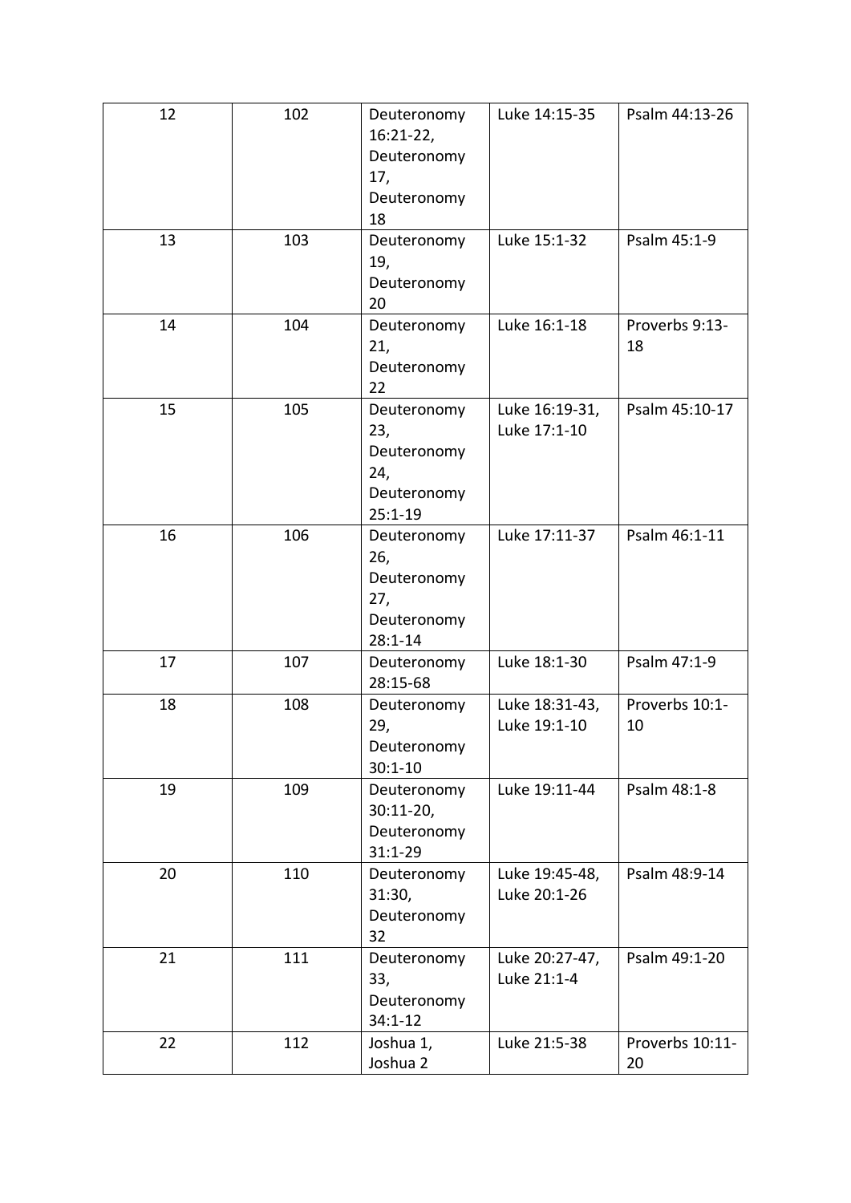| | | | | |
|---|---|---|---|---|
| 12 | 102 | Deuteronomy 16:21-22, Deuteronomy 17, Deuteronomy 18 | Luke 14:15-35 | Psalm 44:13-26 |
| 13 | 103 | Deuteronomy 19, Deuteronomy 20 | Luke 15:1-32 | Psalm 45:1-9 |
| 14 | 104 | Deuteronomy 21, Deuteronomy 22 | Luke 16:1-18 | Proverbs 9:13-18 |
| 15 | 105 | Deuteronomy 23, Deuteronomy 24, Deuteronomy 25:1-19 | Luke 16:19-31, Luke 17:1-10 | Psalm 45:10-17 |
| 16 | 106 | Deuteronomy 26, Deuteronomy 27, Deuteronomy 28:1-14 | Luke 17:11-37 | Psalm 46:1-11 |
| 17 | 107 | Deuteronomy 28:15-68 | Luke 18:1-30 | Psalm 47:1-9 |
| 18 | 108 | Deuteronomy 29, Deuteronomy 30:1-10 | Luke 18:31-43, Luke 19:1-10 | Proverbs 10:1-10 |
| 19 | 109 | Deuteronomy 30:11-20, Deuteronomy 31:1-29 | Luke 19:11-44 | Psalm 48:1-8 |
| 20 | 110 | Deuteronomy 31:30, Deuteronomy 32 | Luke 19:45-48, Luke 20:1-26 | Psalm 48:9-14 |
| 21 | 111 | Deuteronomy 33, Deuteronomy 34:1-12 | Luke 20:27-47, Luke 21:1-4 | Psalm 49:1-20 |
| 22 | 112 | Joshua 1, Joshua 2 | Luke 21:5-38 | Proverbs 10:11-20 |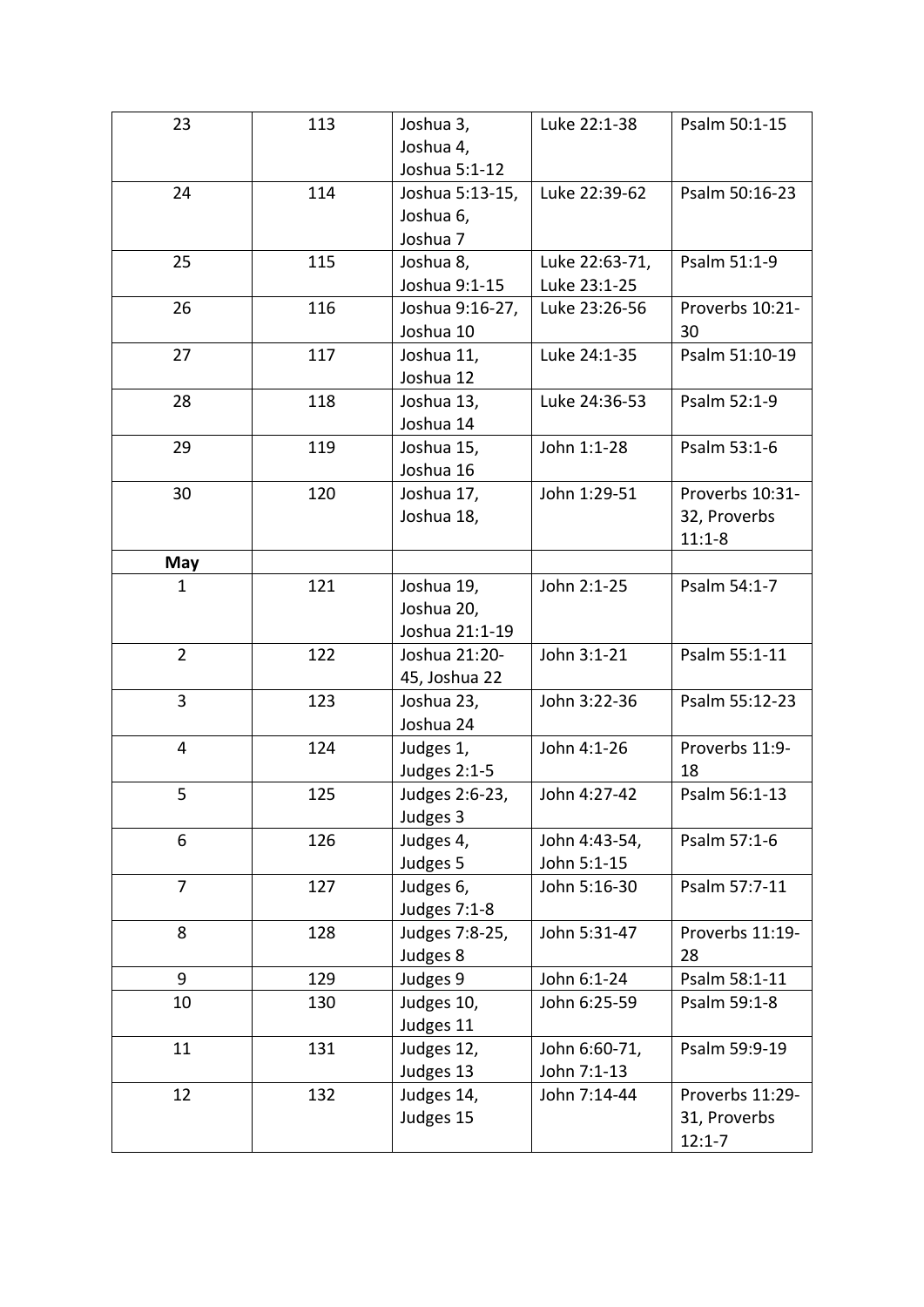| 23 | 113 | Joshua 3, Joshua 4, Joshua 5:1-12 | Luke 22:1-38 | Psalm 50:1-15 |
|---|---|---|---|---|
| 24 | 114 | Joshua 5:13-15, Joshua 6, Joshua 7 | Luke 22:39-62 | Psalm 50:16-23 |
| 25 | 115 | Joshua 8, Joshua 9:1-15 | Luke 22:63-71, Luke 23:1-25 | Psalm 51:1-9 |
| 26 | 116 | Joshua 9:16-27, Joshua 10 | Luke 23:26-56 | Proverbs 10:21-30 |
| 27 | 117 | Joshua 11, Joshua 12 | Luke 24:1-35 | Psalm 51:10-19 |
| 28 | 118 | Joshua 13, Joshua 14 | Luke 24:36-53 | Psalm 52:1-9 |
| 29 | 119 | Joshua 15, Joshua 16 | John 1:1-28 | Psalm 53:1-6 |
| 30 | 120 | Joshua 17, Joshua 18, | John 1:29-51 | Proverbs 10:31-32, Proverbs 11:1-8 |
| **May** | | | | |
| 1 | 121 | Joshua 19, Joshua 20, Joshua 21:1-19 | John 2:1-25 | Psalm 54:1-7 |
| 2 | 122 | Joshua 21:20-45, Joshua 22 | John 3:1-21 | Psalm 55:1-11 |
| 3 | 123 | Joshua 23, Joshua 24 | John 3:22-36 | Psalm 55:12-23 |
| 4 | 124 | Judges 1, Judges 2:1-5 | John 4:1-26 | Proverbs 11:9-18 |
| 5 | 125 | Judges 2:6-23, Judges 3 | John 4:27-42 | Psalm 56:1-13 |
| 6 | 126 | Judges 4, Judges 5 | John 4:43-54, John 5:1-15 | Psalm 57:1-6 |
| 7 | 127 | Judges 6, Judges 7:1-8 | John 5:16-30 | Psalm 57:7-11 |
| 8 | 128 | Judges 7:8-25, Judges 8 | John 5:31-47 | Proverbs 11:19-28 |
| 9 | 129 | Judges 9 | John 6:1-24 | Psalm 58:1-11 |
| 10 | 130 | Judges 10, Judges 11 | John 6:25-59 | Psalm 59:1-8 |
| 11 | 131 | Judges 12, Judges 13 | John 6:60-71, John 7:1-13 | Psalm 59:9-19 |
| 12 | 132 | Judges 14, Judges 15 | John 7:14-44 | Proverbs 11:29-31, Proverbs 12:1-7 |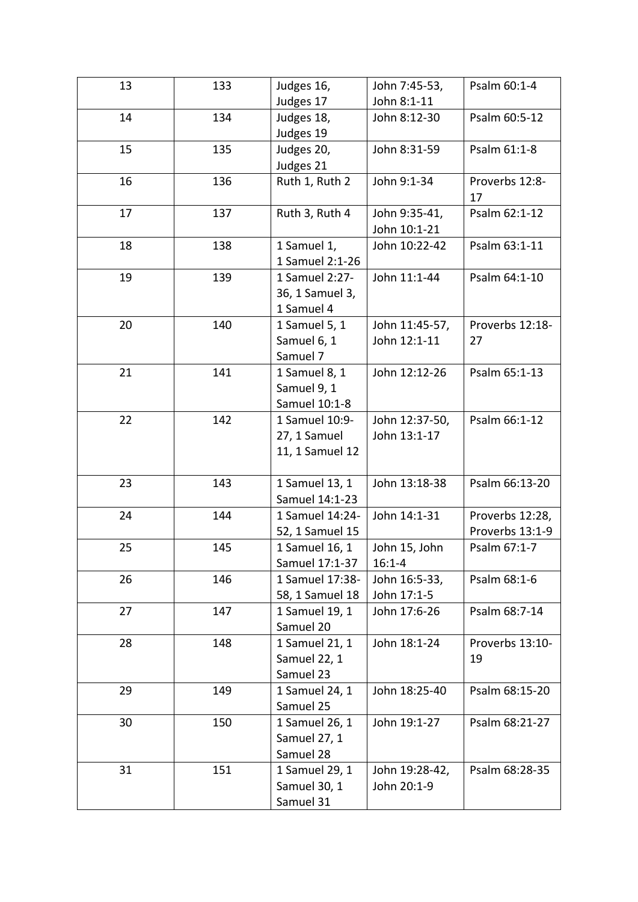| 13 | 133 | Judges 16, Judges 17 | John 7:45-53, John 8:1-11 | Psalm 60:1-4 |
|---|---|---|---|---|
| 14 | 134 | Judges 18, Judges 19 | John 8:12-30 | Psalm 60:5-12 |
| 15 | 135 | Judges 20, Judges 21 | John 8:31-59 | Psalm 61:1-8 |
| 16 | 136 | Ruth 1, Ruth 2 | John 9:1-34 | Proverbs 12:8-17 |
| 17 | 137 | Ruth 3, Ruth 4 | John 9:35-41, John 10:1-21 | Psalm 62:1-12 |
| 18 | 138 | 1 Samuel 1, 1 Samuel 2:1-26 | John 10:22-42 | Psalm 63:1-11 |
| 19 | 139 | 1 Samuel 2:27-36, 1 Samuel 3, 1 Samuel 4 | John 11:1-44 | Psalm 64:1-10 |
| 20 | 140 | 1 Samuel 5, 1 Samuel 6, 1 Samuel 7 | John 11:45-57, John 12:1-11 | Proverbs 12:18-27 |
| 21 | 141 | 1 Samuel 8, 1 Samuel 9, 1 Samuel 10:1-8 | John 12:12-26 | Psalm 65:1-13 |
| 22 | 142 | 1 Samuel 10:9-27, 1 Samuel 11, 1 Samuel 12 | John 12:37-50, John 13:1-17 | Psalm 66:1-12 |
| 23 | 143 | 1 Samuel 13, 1 Samuel 14:1-23 | John 13:18-38 | Psalm 66:13-20 |
| 24 | 144 | 1 Samuel 14:24-52, 1 Samuel 15 | John 14:1-31 | Proverbs 12:28, Proverbs 13:1-9 |
| 25 | 145 | 1 Samuel 16, 1 Samuel 17:1-37 | John 15, John 16:1-4 | Psalm 67:1-7 |
| 26 | 146 | 1 Samuel 17:38-58, 1 Samuel 18 | John 16:5-33, John 17:1-5 | Psalm 68:1-6 |
| 27 | 147 | 1 Samuel 19, 1 Samuel 20 | John 17:6-26 | Psalm 68:7-14 |
| 28 | 148 | 1 Samuel 21, 1 Samuel 22, 1 Samuel 23 | John 18:1-24 | Proverbs 13:10-19 |
| 29 | 149 | 1 Samuel 24, 1 Samuel 25 | John 18:25-40 | Psalm 68:15-20 |
| 30 | 150 | 1 Samuel 26, 1 Samuel 27, 1 Samuel 28 | John 19:1-27 | Psalm 68:21-27 |
| 31 | 151 | 1 Samuel 29, 1 Samuel 30, 1 Samuel 31 | John 19:28-42, John 20:1-9 | Psalm 68:28-35 |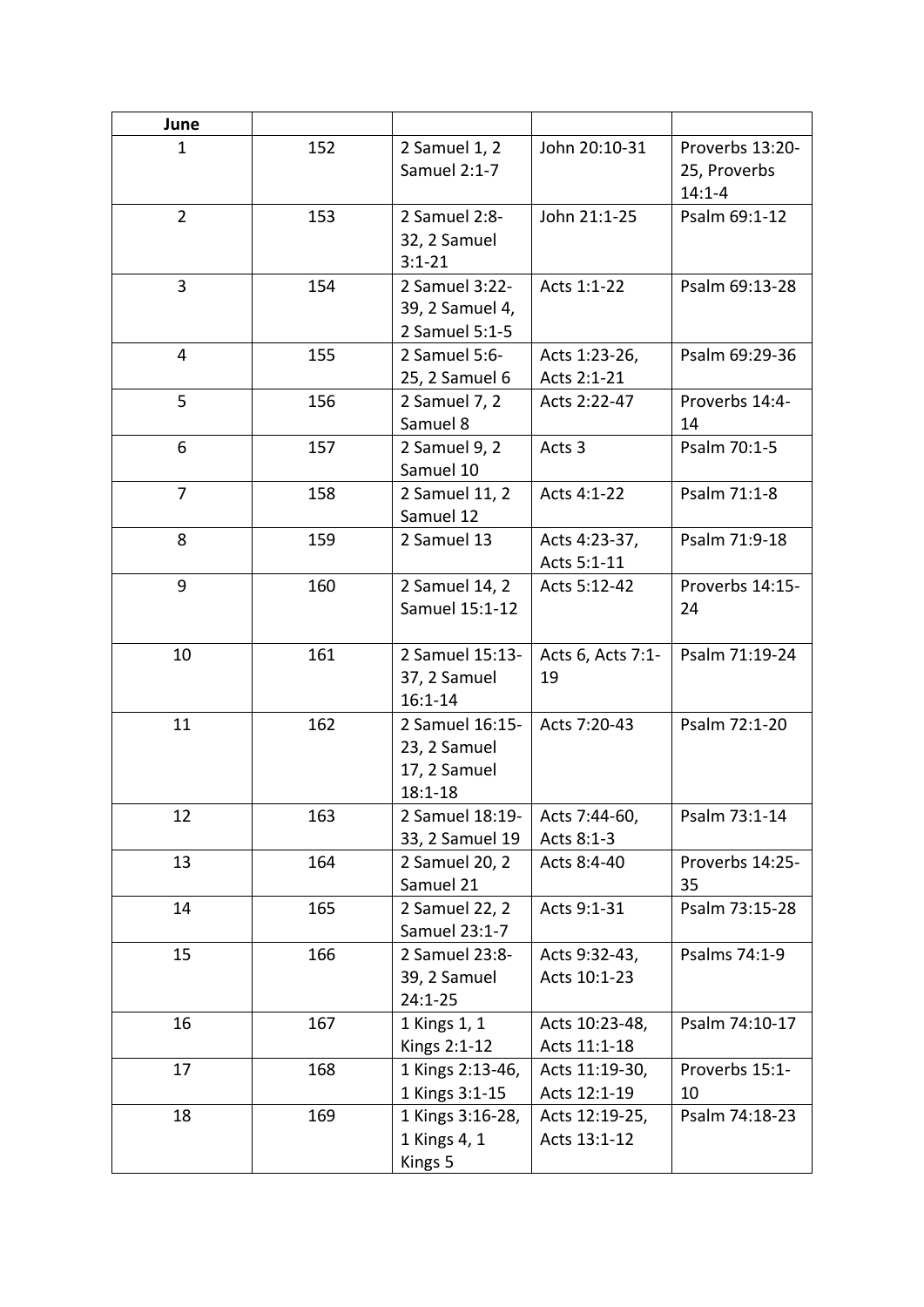| June | | | | |
|---|---|---|---|---|
| 1 | 152 | 2 Samuel 1, 2 Samuel 2:1-7 | John 20:10-31 | Proverbs 13:20-25, Proverbs 14:1-4 |
| 2 | 153 | 2 Samuel 2:8-32, 2 Samuel 3:1-21 | John 21:1-25 | Psalm 69:1-12 |
| 3 | 154 | 2 Samuel 3:22-39, 2 Samuel 4, 2 Samuel 5:1-5 | Acts 1:1-22 | Psalm 69:13-28 |
| 4 | 155 | 2 Samuel 5:6-25, 2 Samuel 6 | Acts 1:23-26, Acts 2:1-21 | Psalm 69:29-36 |
| 5 | 156 | 2 Samuel 7, 2 Samuel 8 | Acts 2:22-47 | Proverbs 14:4-14 |
| 6 | 157 | 2 Samuel 9, 2 Samuel 10 | Acts 3 | Psalm 70:1-5 |
| 7 | 158 | 2 Samuel 11, 2 Samuel 12 | Acts 4:1-22 | Psalm 71:1-8 |
| 8 | 159 | 2 Samuel 13 | Acts 4:23-37, Acts 5:1-11 | Psalm 71:9-18 |
| 9 | 160 | 2 Samuel 14, 2 Samuel 15:1-12 | Acts 5:12-42 | Proverbs 14:15-24 |
| 10 | 161 | 2 Samuel 15:13-37, 2 Samuel 16:1-14 | Acts 6, Acts 7:1-19 | Psalm 71:19-24 |
| 11 | 162 | 2 Samuel 16:15-23, 2 Samuel 17, 2 Samuel 18:1-18 | Acts 7:20-43 | Psalm 72:1-20 |
| 12 | 163 | 2 Samuel 18:19-33, 2 Samuel 19 | Acts 7:44-60, Acts 8:1-3 | Psalm 73:1-14 |
| 13 | 164 | 2 Samuel 20, 2 Samuel 21 | Acts 8:4-40 | Proverbs 14:25-35 |
| 14 | 165 | 2 Samuel 22, 2 Samuel 23:1-7 | Acts 9:1-31 | Psalm 73:15-28 |
| 15 | 166 | 2 Samuel 23:8-39, 2 Samuel 24:1-25 | Acts 9:32-43, Acts 10:1-23 | Psalms 74:1-9 |
| 16 | 167 | 1 Kings 1, 1 Kings 2:1-12 | Acts 10:23-48, Acts 11:1-18 | Psalm 74:10-17 |
| 17 | 168 | 1 Kings 2:13-46, 1 Kings 3:1-15 | Acts 11:19-30, Acts 12:1-19 | Proverbs 15:1-10 |
| 18 | 169 | 1 Kings 3:16-28, 1 Kings 4, 1 Kings 5 | Acts 12:19-25, Acts 13:1-12 | Psalm 74:18-23 |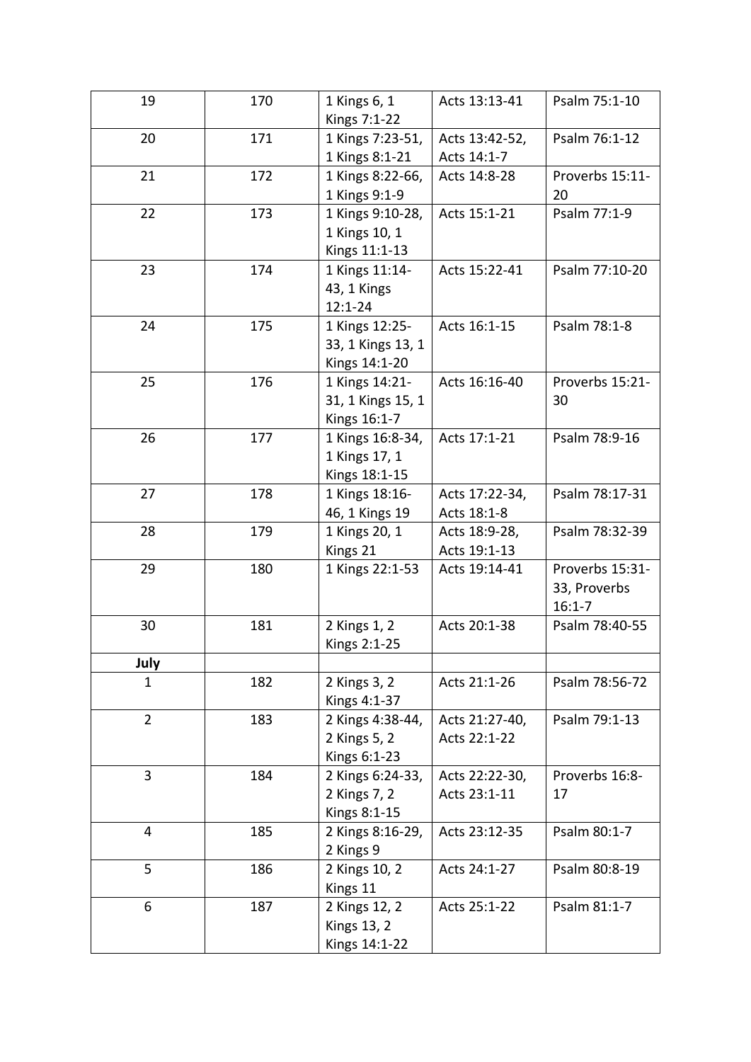| 19 | 170 | 1 Kings 6, 1 Kings 7:1-22 | Acts 13:13-41 | Psalm 75:1-10 |
|---|---|---|---|---|
| 20 | 171 | 1 Kings 7:23-51, 1 Kings 8:1-21 | Acts 13:42-52, Acts 14:1-7 | Psalm 76:1-12 |
| 21 | 172 | 1 Kings 8:22-66, 1 Kings 9:1-9 | Acts 14:8-28 | Proverbs 15:11-20 |
| 22 | 173 | 1 Kings 9:10-28, 1 Kings 10, 1 Kings 11:1-13 | Acts 15:1-21 | Psalm 77:1-9 |
| 23 | 174 | 1 Kings 11:14-43, 1 Kings 12:1-24 | Acts 15:22-41 | Psalm 77:10-20 |
| 24 | 175 | 1 Kings 12:25-33, 1 Kings 13, 1 Kings 14:1-20 | Acts 16:1-15 | Psalm 78:1-8 |
| 25 | 176 | 1 Kings 14:21-31, 1 Kings 15, 1 Kings 16:1-7 | Acts 16:16-40 | Proverbs 15:21-30 |
| 26 | 177 | 1 Kings 16:8-34, 1 Kings 17, 1 Kings 18:1-15 | Acts 17:1-21 | Psalm 78:9-16 |
| 27 | 178 | 1 Kings 18:16-46, 1 Kings 19 | Acts 17:22-34, Acts 18:1-8 | Psalm 78:17-31 |
| 28 | 179 | 1 Kings 20, 1 Kings 21 | Acts 18:9-28, Acts 19:1-13 | Psalm 78:32-39 |
| 29 | 180 | 1 Kings 22:1-53 | Acts 19:14-41 | Proverbs 15:31-33, Proverbs 16:1-7 |
| 30 | 181 | 2 Kings 1, 2 Kings 2:1-25 | Acts 20:1-38 | Psalm 78:40-55 |
| **July** | | | | |
| 1 | 182 | 2 Kings 3, 2 Kings 4:1-37 | Acts 21:1-26 | Psalm 78:56-72 |
| 2 | 183 | 2 Kings 4:38-44, 2 Kings 5, 2 Kings 6:1-23 | Acts 21:27-40, Acts 22:1-22 | Psalm 79:1-13 |
| 3 | 184 | 2 Kings 6:24-33, 2 Kings 7, 2 Kings 8:1-15 | Acts 22:22-30, Acts 23:1-11 | Proverbs 16:8-17 |
| 4 | 185 | 2 Kings 8:16-29, 2 Kings 9 | Acts 23:12-35 | Psalm 80:1-7 |
| 5 | 186 | 2 Kings 10, 2 Kings 11 | Acts 24:1-27 | Psalm 80:8-19 |
| 6 | 187 | 2 Kings 12, 2 Kings 13, 2 Kings 14:1-22 | Acts 25:1-22 | Psalm 81:1-7 |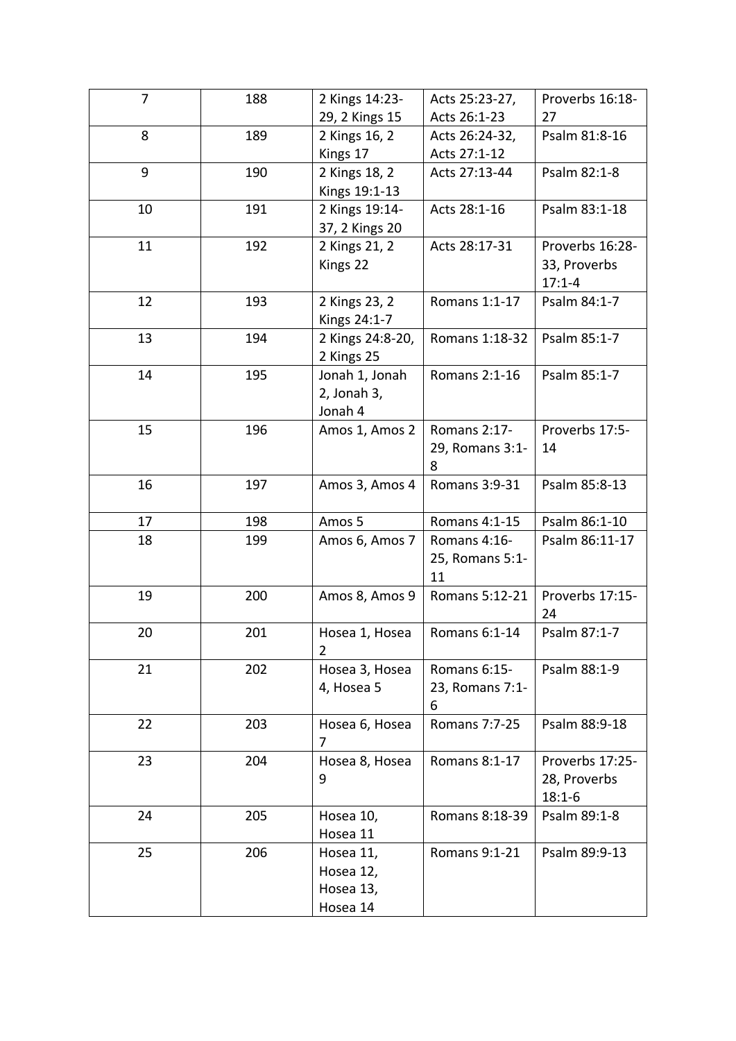| 7 | 188 | 2 Kings 14:23-29, 2 Kings 15 | Acts 25:23-27, Acts 26:1-23 | Proverbs 16:18-27 |
|---|---|---|---|---|
| 8 | 189 | 2 Kings 16, 2 Kings 17 | Acts 26:24-32, Acts 27:1-12 | Psalm 81:8-16 |
| 9 | 190 | 2 Kings 18, 2 Kings 19:1-13 | Acts 27:13-44 | Psalm 82:1-8 |
| 10 | 191 | 2 Kings 19:14-37, 2 Kings 20 | Acts 28:1-16 | Psalm 83:1-18 |
| 11 | 192 | 2 Kings 21, 2 Kings 22 | Acts 28:17-31 | Proverbs 16:28-33, Proverbs 17:1-4 |
| 12 | 193 | 2 Kings 23, 2 Kings 24:1-7 | Romans 1:1-17 | Psalm 84:1-7 |
| 13 | 194 | 2 Kings 24:8-20, 2 Kings 25 | Romans 1:18-32 | Psalm 85:1-7 |
| 14 | 195 | Jonah 1, Jonah 2, Jonah 3, Jonah 4 | Romans 2:1-16 | Psalm 85:1-7 |
| 15 | 196 | Amos 1, Amos 2 | Romans 2:17-29, Romans 3:1-8 | Proverbs 17:5-14 |
| 16 | 197 | Amos 3, Amos 4 | Romans 3:9-31 | Psalm 85:8-13 |
| 17 | 198 | Amos 5 | Romans 4:1-15 | Psalm 86:1-10 |
| 18 | 199 | Amos 6, Amos 7 | Romans 4:16-25, Romans 5:1-11 | Psalm 86:11-17 |
| 19 | 200 | Amos 8, Amos 9 | Romans 5:12-21 | Proverbs 17:15-24 |
| 20 | 201 | Hosea 1, Hosea 2 | Romans 6:1-14 | Psalm 87:1-7 |
| 21 | 202 | Hosea 3, Hosea 4, Hosea 5 | Romans 6:15-23, Romans 7:1-6 | Psalm 88:1-9 |
| 22 | 203 | Hosea 6, Hosea 7 | Romans 7:7-25 | Psalm 88:9-18 |
| 23 | 204 | Hosea 8, Hosea 9 | Romans 8:1-17 | Proverbs 17:25-28, Proverbs 18:1-6 |
| 24 | 205 | Hosea 10, Hosea 11 | Romans 8:18-39 | Psalm 89:1-8 |
| 25 | 206 | Hosea 11, Hosea 12, Hosea 13, Hosea 14 | Romans 9:1-21 | Psalm 89:9-13 |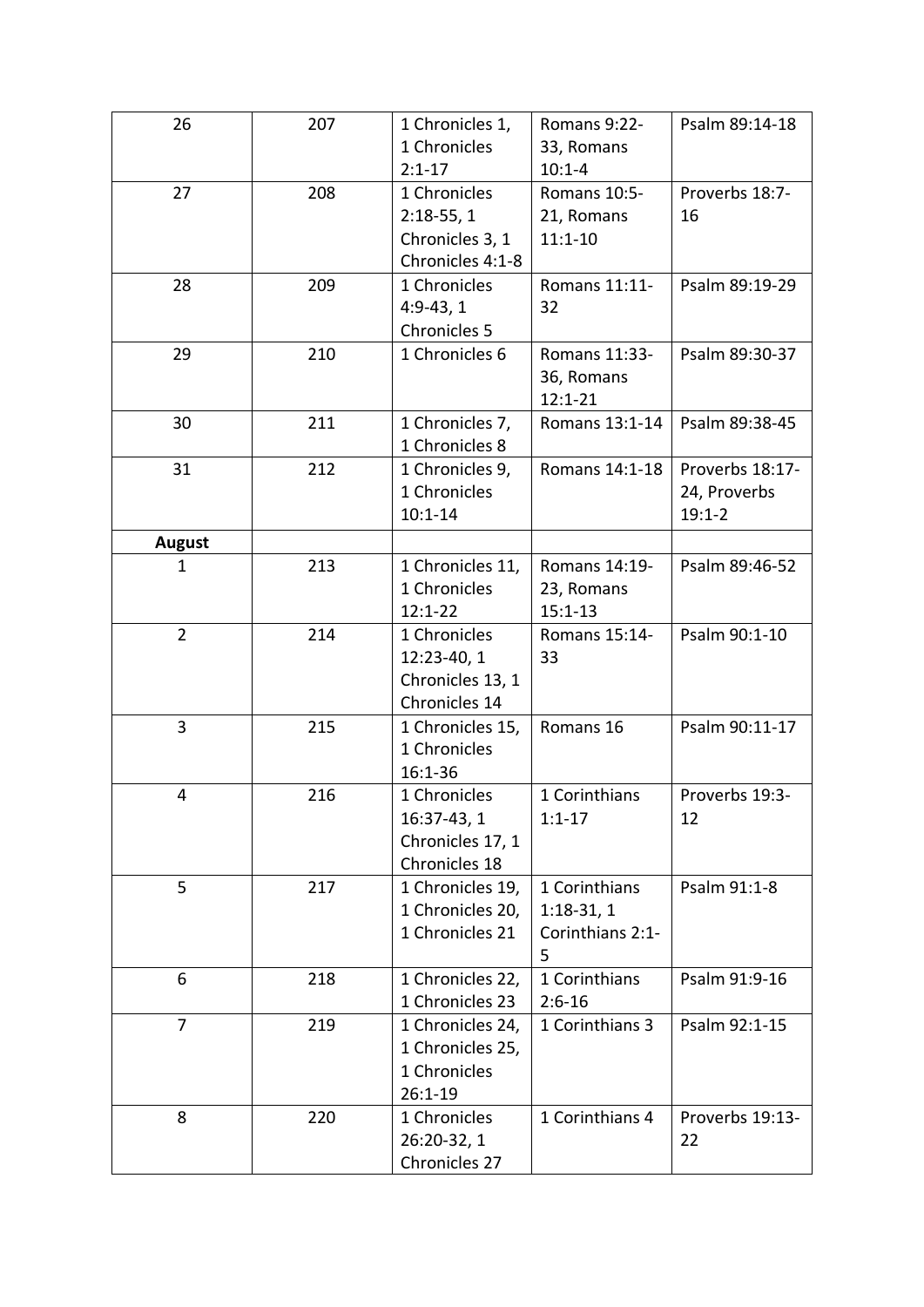| 26 | 207 | 1 Chronicles 1, 1 Chronicles 2:1-17 | Romans 9:22-33, Romans 10:1-4 | Psalm 89:14-18 |
|---|---|---|---|---|
| 27 | 208 | 1 Chronicles 2:18-55, 1 Chronicles 3, 1 Chronicles 4:1-8 | Romans 10:5-21, Romans 11:1-10 | Proverbs 18:7-16 |
| 28 | 209 | 1 Chronicles 4:9-43, 1 Chronicles 5 | Romans 11:11-32 | Psalm 89:19-29 |
| 29 | 210 | 1 Chronicles 6 | Romans 11:33-36, Romans 12:1-21 | Psalm 89:30-37 |
| 30 | 211 | 1 Chronicles 7, 1 Chronicles 8 | Romans 13:1-14 | Psalm 89:38-45 |
| 31 | 212 | 1 Chronicles 9, 1 Chronicles 10:1-14 | Romans 14:1-18 | Proverbs 18:17-24, Proverbs 19:1-2 |
| **August** | | | | |
| 1 | 213 | 1 Chronicles 11, 1 Chronicles 12:1-22 | Romans 14:19-23, Romans 15:1-13 | Psalm 89:46-52 |
| 2 | 214 | 1 Chronicles 12:23-40, 1 Chronicles 13, 1 Chronicles 14 | Romans 15:14-33 | Psalm 90:1-10 |
| 3 | 215 | 1 Chronicles 15, 1 Chronicles 16:1-36 | Romans 16 | Psalm 90:11-17 |
| 4 | 216 | 1 Chronicles 16:37-43, 1 Chronicles 17, 1 Chronicles 18 | 1 Corinthians 1:1-17 | Proverbs 19:3-12 |
| 5 | 217 | 1 Chronicles 19, 1 Chronicles 20, 1 Chronicles 21 | 1 Corinthians 1:18-31, 1 Corinthians 2:1-5 | Psalm 91:1-8 |
| 6 | 218 | 1 Chronicles 22, 1 Chronicles 23 | 1 Corinthians 2:6-16 | Psalm 91:9-16 |
| 7 | 219 | 1 Chronicles 24, 1 Chronicles 25, 1 Chronicles 26:1-19 | 1 Corinthians 3 | Psalm 92:1-15 |
| 8 | 220 | 1 Chronicles 26:20-32, 1 Chronicles 27 | 1 Corinthians 4 | Proverbs 19:13-22 |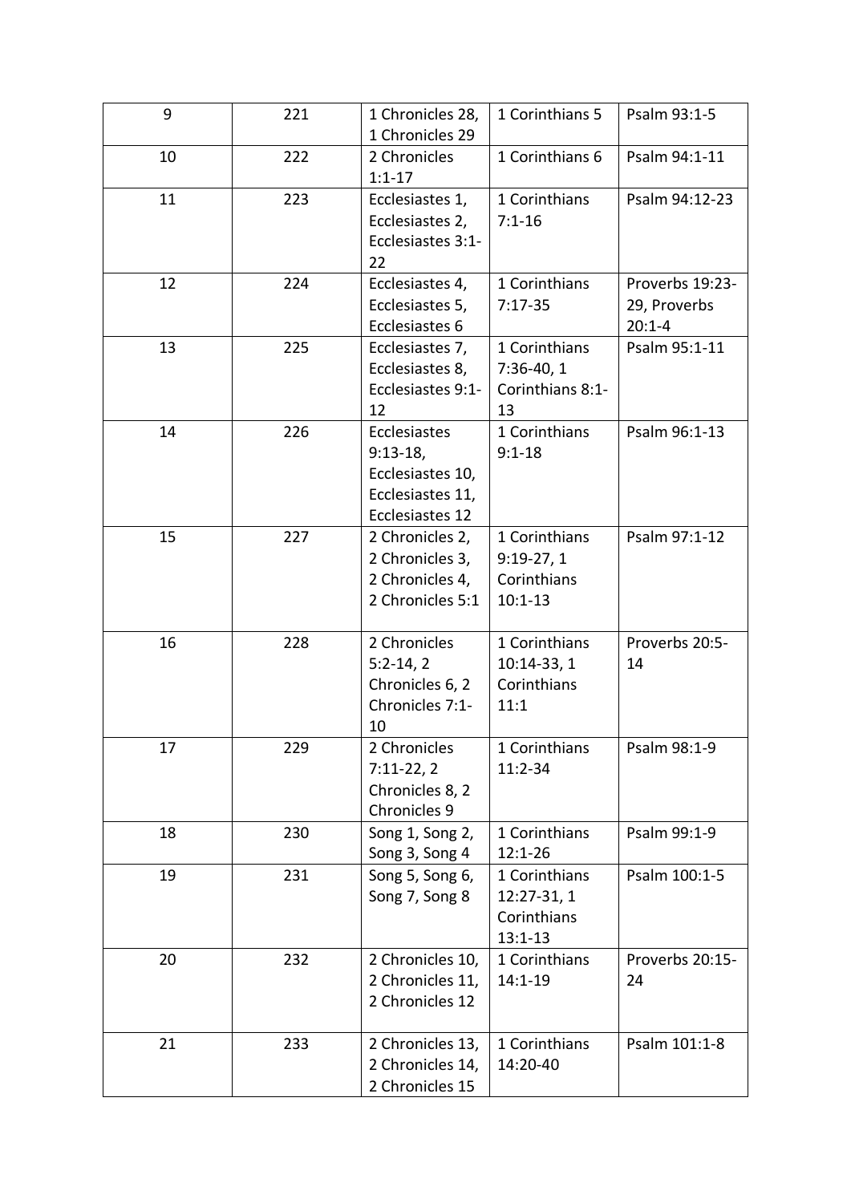| 9 | 221 | 1 Chronicles 28, 1 Chronicles 29 | 1 Corinthians 5 | Psalm 93:1-5 |
|---|---|---|---|---|
| 10 | 222 | 2 Chronicles 1:1-17 | 1 Corinthians 6 | Psalm 94:1-11 |
| 11 | 223 | Ecclesiastes 1, Ecclesiastes 2, Ecclesiastes 3:1-22 | 1 Corinthians 7:1-16 | Psalm 94:12-23 |
| 12 | 224 | Ecclesiastes 4, Ecclesiastes 5, Ecclesiastes 6 | 1 Corinthians 7:17-35 | Proverbs 19:23-29, Proverbs 20:1-4 |
| 13 | 225 | Ecclesiastes 7, Ecclesiastes 8, Ecclesiastes 9:1-12 | 1 Corinthians 7:36-40, 1 Corinthians 8:1-13 | Psalm 95:1-11 |
| 14 | 226 | Ecclesiastes 9:13-18, Ecclesiastes 10, Ecclesiastes 11, Ecclesiastes 12 | 1 Corinthians 9:1-18 | Psalm 96:1-13 |
| 15 | 227 | 2 Chronicles 2, 2 Chronicles 3, 2 Chronicles 4, 2 Chronicles 5:1 | 1 Corinthians 9:19-27, 1 Corinthians 10:1-13 | Psalm 97:1-12 |
| 16 | 228 | 2 Chronicles 5:2-14, 2 Chronicles 6, 2 Chronicles 7:1-10 | 1 Corinthians 10:14-33, 1 Corinthians 11:1 | Proverbs 20:5-14 |
| 17 | 229 | 2 Chronicles 7:11-22, 2 Chronicles 8, 2 Chronicles 9 | 1 Corinthians 11:2-34 | Psalm 98:1-9 |
| 18 | 230 | Song 1, Song 2, Song 3, Song 4 | 1 Corinthians 12:1-26 | Psalm 99:1-9 |
| 19 | 231 | Song 5, Song 6, Song 7, Song 8 | 1 Corinthians 12:27-31, 1 Corinthians 13:1-13 | Psalm 100:1-5 |
| 20 | 232 | 2 Chronicles 10, 2 Chronicles 11, 2 Chronicles 12 | 1 Corinthians 14:1-19 | Proverbs 20:15-24 |
| 21 | 233 | 2 Chronicles 13, 2 Chronicles 14, 2 Chronicles 15 | 1 Corinthians 14:20-40 | Psalm 101:1-8 |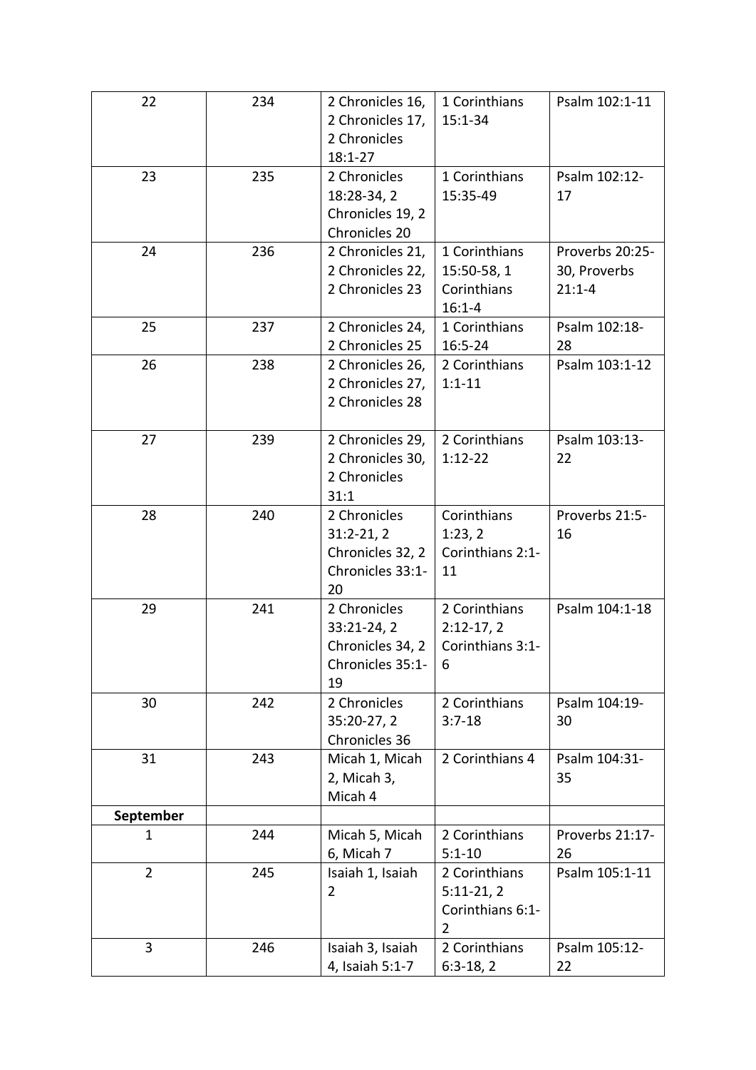| 22 | 234 | 2 Chronicles 16, 2 Chronicles 17, 2 Chronicles 18:1-27 | 1 Corinthians 15:1-34 | Psalm 102:1-11 |
|---|---|---|---|---|
| 23 | 235 | 2 Chronicles 18:28-34, 2 Chronicles 19, 2 Chronicles 20 | 1 Corinthians 15:35-49 | Psalm 102:12-17 |
| 24 | 236 | 2 Chronicles 21, 2 Chronicles 22, 2 Chronicles 23 | 1 Corinthians 15:50-58, 1 Corinthians 16:1-4 | Proverbs 20:25-30, Proverbs 21:1-4 |
| 25 | 237 | 2 Chronicles 24, 2 Chronicles 25 | 1 Corinthians 16:5-24 | Psalm 102:18-28 |
| 26 | 238 | 2 Chronicles 26, 2 Chronicles 27, 2 Chronicles 28 | 2 Corinthians 1:1-11 | Psalm 103:1-12 |
| 27 | 239 | 2 Chronicles 29, 2 Chronicles 30, 2 Chronicles 31:1 | 2 Corinthians 1:12-22 | Psalm 103:13-22 |
| 28 | 240 | 2 Chronicles 31:2-21, 2 Chronicles 32, 2 Chronicles 33:1-20 | Corinthians 1:23, 2 Corinthians 2:1-11 | Proverbs 21:5-16 |
| 29 | 241 | 2 Chronicles 33:21-24, 2 Chronicles 34, 2 Chronicles 35:1-19 | 2 Corinthians 2:12-17, 2 Corinthians 3:1-6 | Psalm 104:1-18 |
| 30 | 242 | 2 Chronicles 35:20-27, 2 Chronicles 36 | 2 Corinthians 3:7-18 | Psalm 104:19-30 |
| 31 | 243 | Micah 1, Micah 2, Micah 3, Micah 4 | 2 Corinthians 4 | Psalm 104:31-35 |
| **September** | | | | |
| 1 | 244 | Micah 5, Micah 6, Micah 7 | 2 Corinthians 5:1-10 | Proverbs 21:17-26 |
| 2 | 245 | Isaiah 1, Isaiah 2 | 2 Corinthians 5:11-21, 2 Corinthians 6:1-2 | Psalm 105:1-11 |
| 3 | 246 | Isaiah 3, Isaiah 4, Isaiah 5:1-7 | 2 Corinthians 6:3-18, 2 | Psalm 105:12-22 |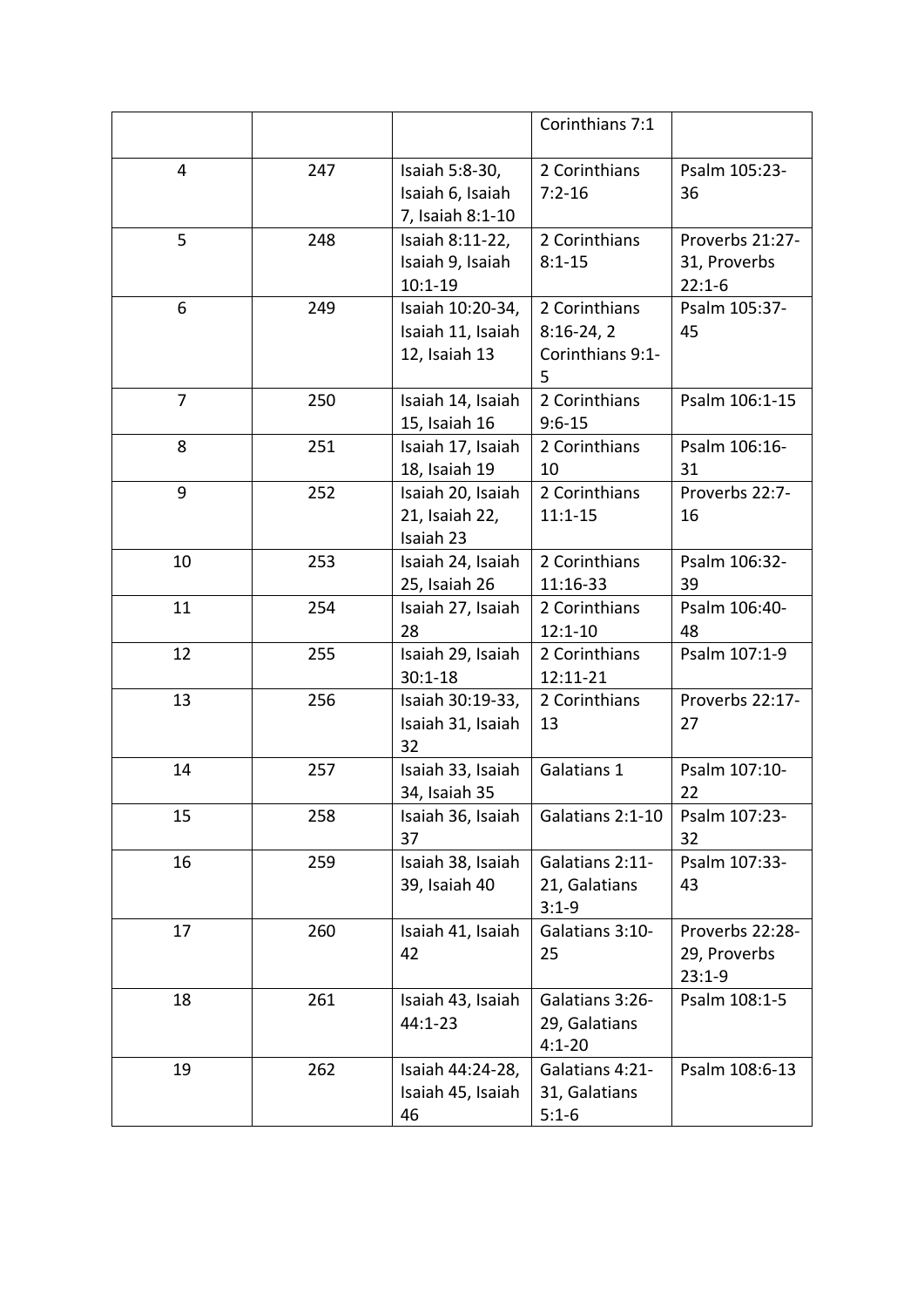| | | | Corinthians 7:1 | |
|---|---|---|---|---|
| 4 | 247 | Isaiah 5:8-30, Isaiah 6, Isaiah 7, Isaiah 8:1-10 | 2 Corinthians 7:2-16 | Psalm 105:23-36 |
| 5 | 248 | Isaiah 8:11-22, Isaiah 9, Isaiah 10:1-19 | 2 Corinthians 8:1-15 | Proverbs 21:27-31, Proverbs 22:1-6 |
| 6 | 249 | Isaiah 10:20-34, Isaiah 11, Isaiah 12, Isaiah 13 | 2 Corinthians 8:16-24, 2 Corinthians 9:1-5 | Psalm 105:37-45 |
| 7 | 250 | Isaiah 14, Isaiah 15, Isaiah 16 | 2 Corinthians 9:6-15 | Psalm 106:1-15 |
| 8 | 251 | Isaiah 17, Isaiah 18, Isaiah 19 | 2 Corinthians 10 | Psalm 106:16-31 |
| 9 | 252 | Isaiah 20, Isaiah 21, Isaiah 22, Isaiah 23 | 2 Corinthians 11:1-15 | Proverbs 22:7-16 |
| 10 | 253 | Isaiah 24, Isaiah 25, Isaiah 26 | 2 Corinthians 11:16-33 | Psalm 106:32-39 |
| 11 | 254 | Isaiah 27, Isaiah 28 | 2 Corinthians 12:1-10 | Psalm 106:40-48 |
| 12 | 255 | Isaiah 29, Isaiah 30:1-18 | 2 Corinthians 12:11-21 | Psalm 107:1-9 |
| 13 | 256 | Isaiah 30:19-33, Isaiah 31, Isaiah 32 | 2 Corinthians 13 | Proverbs 22:17-27 |
| 14 | 257 | Isaiah 33, Isaiah 34, Isaiah 35 | Galatians 1 | Psalm 107:10-22 |
| 15 | 258 | Isaiah 36, Isaiah 37 | Galatians 2:1-10 | Psalm 107:23-32 |
| 16 | 259 | Isaiah 38, Isaiah 39, Isaiah 40 | Galatians 2:11-21, Galatians 3:1-9 | Psalm 107:33-43 |
| 17 | 260 | Isaiah 41, Isaiah 42 | Galatians 3:10-25 | Proverbs 22:28-29, Proverbs 23:1-9 |
| 18 | 261 | Isaiah 43, Isaiah 44:1-23 | Galatians 3:26-29, Galatians 4:1-20 | Psalm 108:1-5 |
| 19 | 262 | Isaiah 44:24-28, Isaiah 45, Isaiah 46 | Galatians 4:21-31, Galatians 5:1-6 | Psalm 108:6-13 |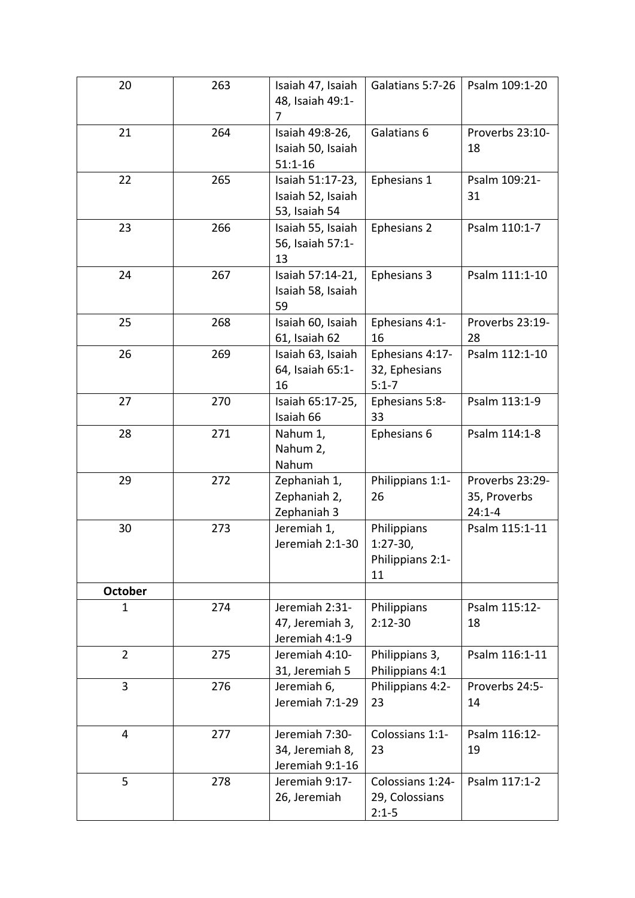| 20 | 263 | Isaiah 47, Isaiah 48, Isaiah 49:1-7 | Galatians 5:7-26 | Psalm 109:1-20 |
|---|---|---|---|---|
| 21 | 264 | Isaiah 49:8-26, Isaiah 50, Isaiah 51:1-16 | Galatians 6 | Proverbs 23:10-18 |
| 22 | 265 | Isaiah 51:17-23, Isaiah 52, Isaiah 53, Isaiah 54 | Ephesians 1 | Psalm 109:21-31 |
| 23 | 266 | Isaiah 55, Isaiah 56, Isaiah 57:1-13 | Ephesians 2 | Psalm 110:1-7 |
| 24 | 267 | Isaiah 57:14-21, Isaiah 58, Isaiah 59 | Ephesians 3 | Psalm 111:1-10 |
| 25 | 268 | Isaiah 60, Isaiah 61, Isaiah 62 | Ephesians 4:1-16 | Proverbs 23:19-28 |
| 26 | 269 | Isaiah 63, Isaiah 64, Isaiah 65:1-16 | Ephesians 4:17-32, Ephesians 5:1-7 | Psalm 112:1-10 |
| 27 | 270 | Isaiah 65:17-25, Isaiah 66 | Ephesians 5:8-33 | Psalm 113:1-9 |
| 28 | 271 | Nahum 1, Nahum 2, Nahum | Ephesians 6 | Psalm 114:1-8 |
| 29 | 272 | Zephaniah 1, Zephaniah 2, Zephaniah 3 | Philippians 1:1-26 | Proverbs 23:29-35, Proverbs 24:1-4 |
| 30 | 273 | Jeremiah 1, Jeremiah 2:1-30 | Philippians 1:27-30, Philippians 2:1-11 | Psalm 115:1-11 |
| **October** | | | | |
| 1 | 274 | Jeremiah 2:31-47, Jeremiah 3, Jeremiah 4:1-9 | Philippians 2:12-30 | Psalm 115:12-18 |
| 2 | 275 | Jeremiah 4:10-31, Jeremiah 5 | Philippians 3, Philippians 4:1 | Psalm 116:1-11 |
| 3 | 276 | Jeremiah 6, Jeremiah 7:1-29 | Philippians 4:2-23 | Proverbs 24:5-14 |
| 4 | 277 | Jeremiah 7:30-34, Jeremiah 8, Jeremiah 9:1-16 | Colossians 1:1-23 | Psalm 116:12-19 |
| 5 | 278 | Jeremiah 9:17-26, Jeremiah | Colossians 1:24-29, Colossians 2:1-5 | Psalm 117:1-2 |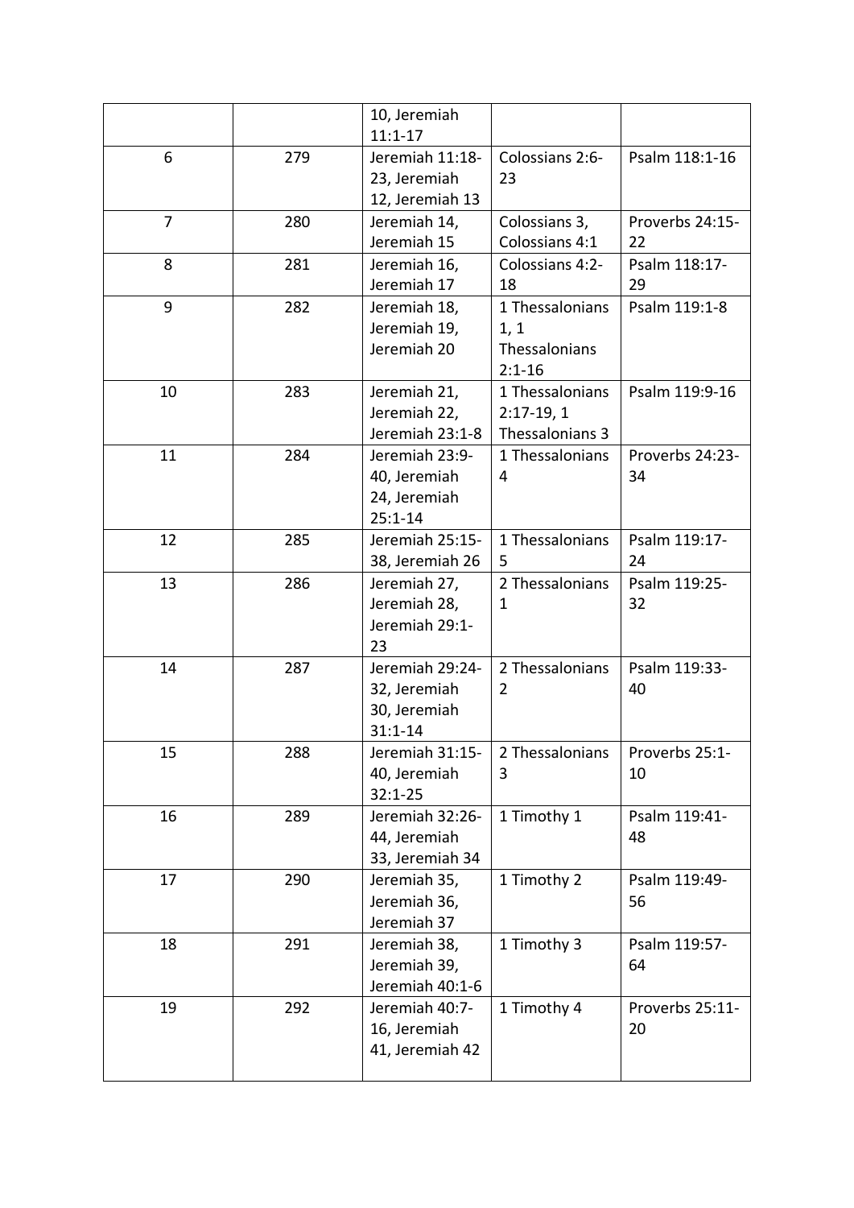|  |  | 10, Jeremiah 11:1-17 |  |  |
|---|---|---|---|---|
| 6 | 279 | Jeremiah 11:18-23, Jeremiah 12, Jeremiah 13 | Colossians 2:6-23 | Psalm 118:1-16 |
| 7 | 280 | Jeremiah 14, Jeremiah 15 | Colossians 3, Colossians 4:1 | Proverbs 24:15-22 |
| 8 | 281 | Jeremiah 16, Jeremiah 17 | Colossians 4:2-18 | Psalm 118:17-29 |
| 9 | 282 | Jeremiah 18, Jeremiah 19, Jeremiah 20 | 1 Thessalonians 1, 1 Thessalonians 2:1-16 | Psalm 119:1-8 |
| 10 | 283 | Jeremiah 21, Jeremiah 22, Jeremiah 23:1-8 | 1 Thessalonians 2:17-19, 1 Thessalonians 3 | Psalm 119:9-16 |
| 11 | 284 | Jeremiah 23:9-40, Jeremiah 24, Jeremiah 25:1-14 | 1 Thessalonians 4 | Proverbs 24:23-34 |
| 12 | 285 | Jeremiah 25:15-38, Jeremiah 26 | 1 Thessalonians 5 | Psalm 119:17-24 |
| 13 | 286 | Jeremiah 27, Jeremiah 28, Jeremiah 29:1-23 | 2 Thessalonians 1 | Psalm 119:25-32 |
| 14 | 287 | Jeremiah 29:24-32, Jeremiah 30, Jeremiah 31:1-14 | 2 Thessalonians 2 | Psalm 119:33-40 |
| 15 | 288 | Jeremiah 31:15-40, Jeremiah 32:1-25 | 2 Thessalonians 3 | Proverbs 25:1-10 |
| 16 | 289 | Jeremiah 32:26-44, Jeremiah 33, Jeremiah 34 | 1 Timothy 1 | Psalm 119:41-48 |
| 17 | 290 | Jeremiah 35, Jeremiah 36, Jeremiah 37 | 1 Timothy 2 | Psalm 119:49-56 |
| 18 | 291 | Jeremiah 38, Jeremiah 39, Jeremiah 40:1-6 | 1 Timothy 3 | Psalm 119:57-64 |
| 19 | 292 | Jeremiah 40:7-16, Jeremiah 41, Jeremiah 42 | 1 Timothy 4 | Proverbs 25:11-20 |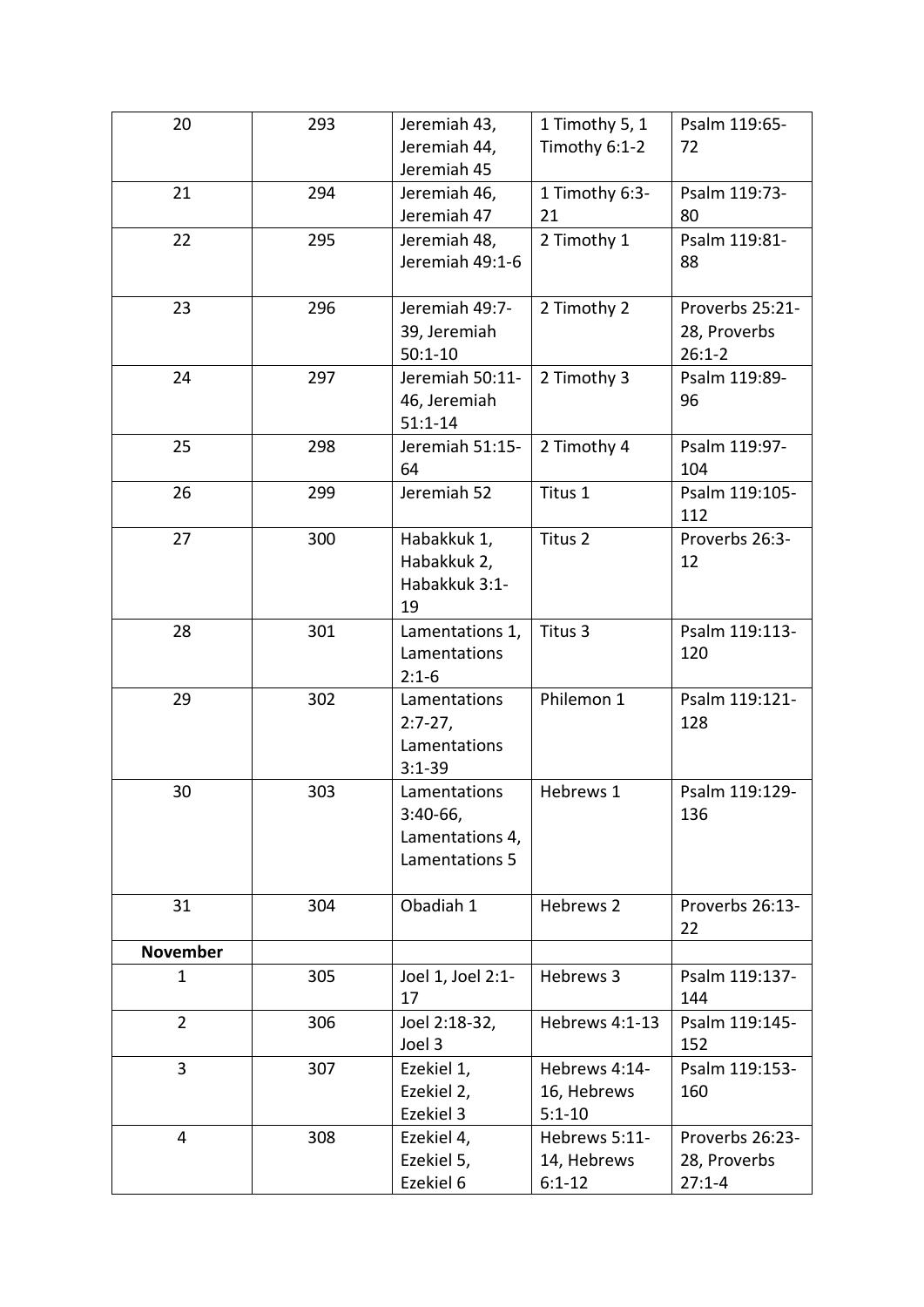| 20 | 293 | Jeremiah 43, Jeremiah 44, Jeremiah 45 | 1 Timothy 5, 1 Timothy 6:1-2 | Psalm 119:65-72 |
|---|---|---|---|---|
| 21 | 294 | Jeremiah 46, Jeremiah 47 | 1 Timothy 6:3-21 | Psalm 119:73-80 |
| 22 | 295 | Jeremiah 48, Jeremiah 49:1-6 | 2 Timothy 1 | Psalm 119:81-88 |
| 23 | 296 | Jeremiah 49:7-39, Jeremiah 50:1-10 | 2 Timothy 2 | Proverbs 25:21-28, Proverbs 26:1-2 |
| 24 | 297 | Jeremiah 50:11-46, Jeremiah 51:1-14 | 2 Timothy 3 | Psalm 119:89-96 |
| 25 | 298 | Jeremiah 51:15-64 | 2 Timothy 4 | Psalm 119:97-104 |
| 26 | 299 | Jeremiah 52 | Titus 1 | Psalm 119:105-112 |
| 27 | 300 | Habakkuk 1, Habakkuk 2, Habakkuk 3:1-19 | Titus 2 | Proverbs 26:3-12 |
| 28 | 301 | Lamentations 1, Lamentations 2:1-6 | Titus 3 | Psalm 119:113-120 |
| 29 | 302 | Lamentations 2:7-27, Lamentations 3:1-39 | Philemon 1 | Psalm 119:121-128 |
| 30 | 303 | Lamentations 3:40-66, Lamentations 4, Lamentations 5 | Hebrews 1 | Psalm 119:129-136 |
| 31 | 304 | Obadiah 1 | Hebrews 2 | Proverbs 26:13-22 |
| **November** | | | | |
| 1 | 305 | Joel 1, Joel 2:1-17 | Hebrews 3 | Psalm 119:137-144 |
| 2 | 306 | Joel 2:18-32, Joel 3 | Hebrews 4:1-13 | Psalm 119:145-152 |
| 3 | 307 | Ezekiel 1, Ezekiel 2, Ezekiel 3 | Hebrews 4:14-16, Hebrews 5:1-10 | Psalm 119:153-160 |
| 4 | 308 | Ezekiel 4, Ezekiel 5, Ezekiel 6 | Hebrews 5:11-14, Hebrews 6:1-12 | Proverbs 26:23-28, Proverbs 27:1-4 |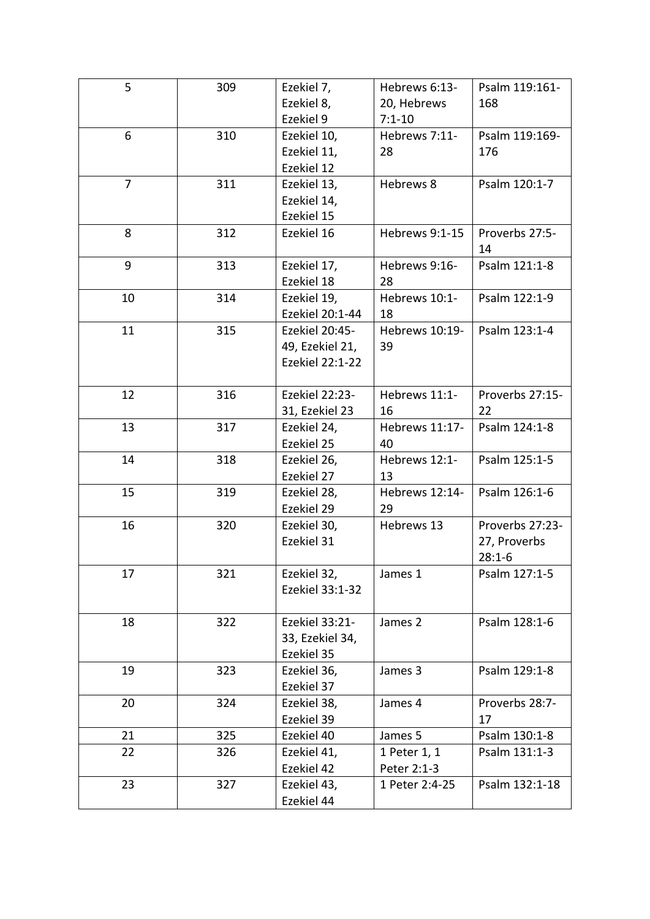| 5 | 309 | Ezekiel 7, Ezekiel 8, Ezekiel 9 | Hebrews 6:13-20, Hebrews 7:1-10 | Psalm 119:161-168 |
|---|---|---|---|---|
| 6 | 310 | Ezekiel 10, Ezekiel 11, Ezekiel 12 | Hebrews 7:11-28 | Psalm 119:169-176 |
| 7 | 311 | Ezekiel 13, Ezekiel 14, Ezekiel 15 | Hebrews 8 | Psalm 120:1-7 |
| 8 | 312 | Ezekiel 16 | Hebrews 9:1-15 | Proverbs 27:5-14 |
| 9 | 313 | Ezekiel 17, Ezekiel 18 | Hebrews 9:16-28 | Psalm 121:1-8 |
| 10 | 314 | Ezekiel 19, Ezekiel 20:1-44 | Hebrews 10:1-18 | Psalm 122:1-9 |
| 11 | 315 | Ezekiel 20:45-49, Ezekiel 21, Ezekiel 22:1-22 | Hebrews 10:19-39 | Psalm 123:1-4 |
| 12 | 316 | Ezekiel 22:23-31, Ezekiel 23 | Hebrews 11:1-16 | Proverbs 27:15-22 |
| 13 | 317 | Ezekiel 24, Ezekiel 25 | Hebrews 11:17-40 | Psalm 124:1-8 |
| 14 | 318 | Ezekiel 26, Ezekiel 27 | Hebrews 12:1-13 | Psalm 125:1-5 |
| 15 | 319 | Ezekiel 28, Ezekiel 29 | Hebrews 12:14-29 | Psalm 126:1-6 |
| 16 | 320 | Ezekiel 30, Ezekiel 31 | Hebrews 13 | Proverbs 27:23-27, Proverbs 28:1-6 |
| 17 | 321 | Ezekiel 32, Ezekiel 33:1-32 | James 1 | Psalm 127:1-5 |
| 18 | 322 | Ezekiel 33:21-33, Ezekiel 34, Ezekiel 35 | James 2 | Psalm 128:1-6 |
| 19 | 323 | Ezekiel 36, Ezekiel 37 | James 3 | Psalm 129:1-8 |
| 20 | 324 | Ezekiel 38, Ezekiel 39 | James 4 | Proverbs 28:7-17 |
| 21 | 325 | Ezekiel 40 | James 5 | Psalm 130:1-8 |
| 22 | 326 | Ezekiel 41, Ezekiel 42 | 1 Peter 1, 1 Peter 2:1-3 | Psalm 131:1-3 |
| 23 | 327 | Ezekiel 43, Ezekiel 44 | 1 Peter 2:4-25 | Psalm 132:1-18 |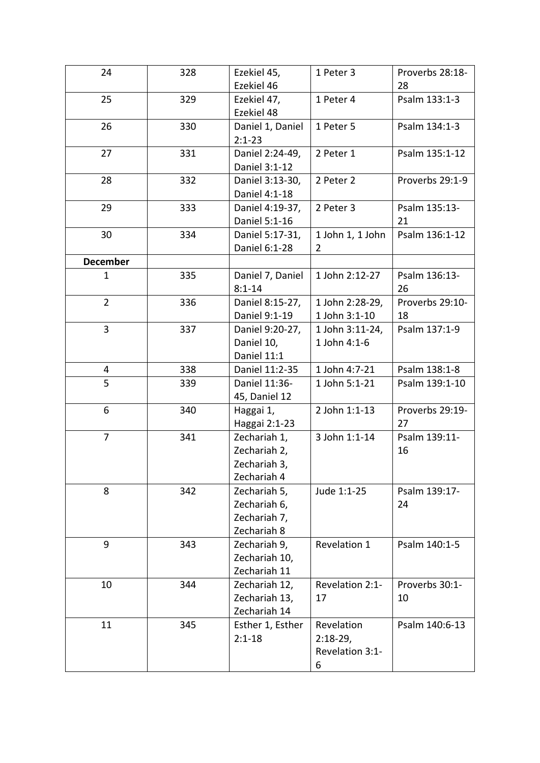| | | | | |
|---|---|---|---|---|
| 24 | 328 | Ezekiel 45, Ezekiel 46 | 1 Peter 3 | Proverbs 28:18-28 |
| 25 | 329 | Ezekiel 47, Ezekiel 48 | 1 Peter 4 | Psalm 133:1-3 |
| 26 | 330 | Daniel 1, Daniel 2:1-23 | 1 Peter 5 | Psalm 134:1-3 |
| 27 | 331 | Daniel 2:24-49, Daniel 3:1-12 | 2 Peter 1 | Psalm 135:1-12 |
| 28 | 332 | Daniel 3:13-30, Daniel 4:1-18 | 2 Peter 2 | Proverbs 29:1-9 |
| 29 | 333 | Daniel 4:19-37, Daniel 5:1-16 | 2 Peter 3 | Psalm 135:13-21 |
| 30 | 334 | Daniel 5:17-31, Daniel 6:1-28 | 1 John 1, 1 John 2 | Psalm 136:1-12 |
| **December** | | | | |
| 1 | 335 | Daniel 7, Daniel 8:1-14 | 1 John 2:12-27 | Psalm 136:13-26 |
| 2 | 336 | Daniel 8:15-27, Daniel 9:1-19 | 1 John 2:28-29, 1 John 3:1-10 | Proverbs 29:10-18 |
| 3 | 337 | Daniel 9:20-27, Daniel 10, Daniel 11:1 | 1 John 3:11-24, 1 John 4:1-6 | Psalm 137:1-9 |
| 4 | 338 | Daniel 11:2-35 | 1 John 4:7-21 | Psalm 138:1-8 |
| 5 | 339 | Daniel 11:36-45, Daniel 12 | 1 John 5:1-21 | Psalm 139:1-10 |
| 6 | 340 | Haggai 1, Haggai 2:1-23 | 2 John 1:1-13 | Proverbs 29:19-27 |
| 7 | 341 | Zechariah 1, Zechariah 2, Zechariah 3, Zechariah 4 | 3 John 1:1-14 | Psalm 139:11-16 |
| 8 | 342 | Zechariah 5, Zechariah 6, Zechariah 7, Zechariah 8 | Jude 1:1-25 | Psalm 139:17-24 |
| 9 | 343 | Zechariah 9, Zechariah 10, Zechariah 11 | Revelation 1 | Psalm 140:1-5 |
| 10 | 344 | Zechariah 12, Zechariah 13, Zechariah 14 | Revelation 2:1-17 | Proverbs 30:1-10 |
| 11 | 345 | Esther 1, Esther 2:1-18 | Revelation 2:18-29, Revelation 3:1-6 | Psalm 140:6-13 |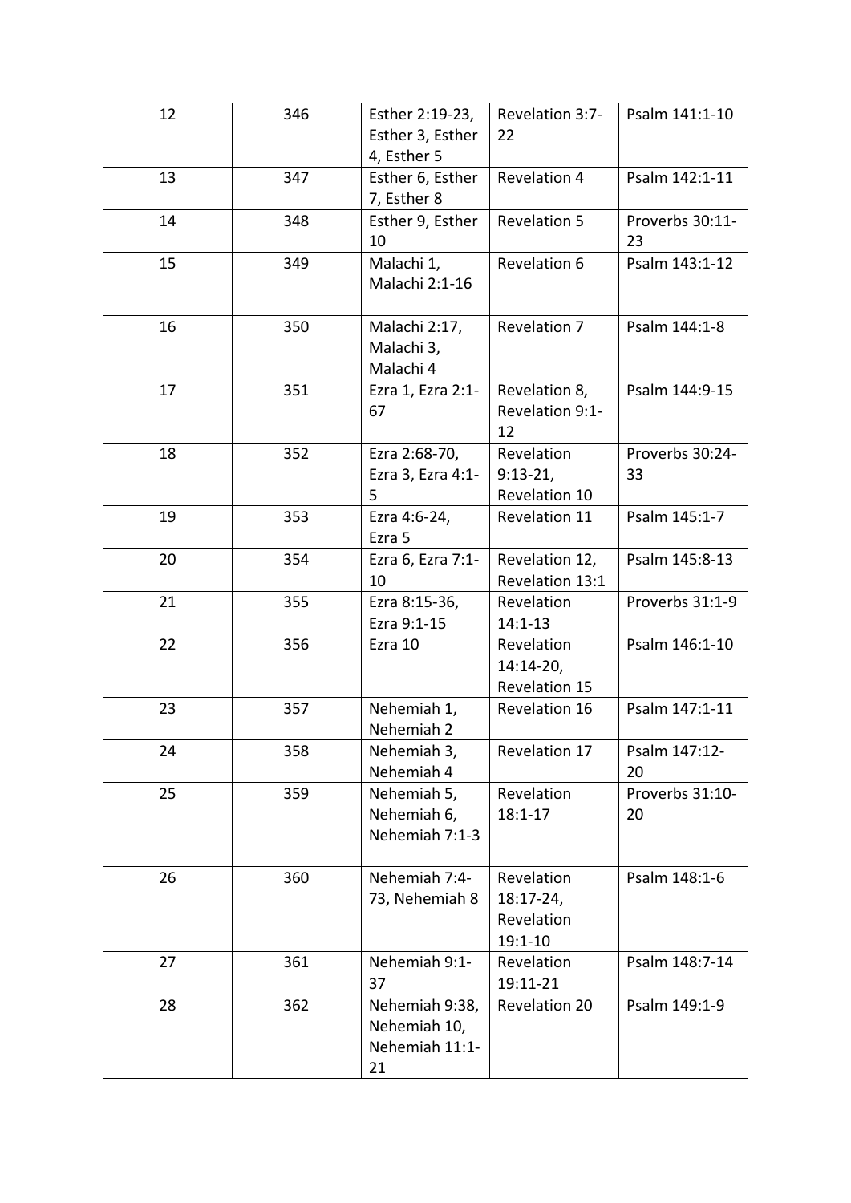| 12 | 346 | Esther 2:19-23, Esther 3, Esther 4, Esther 5 | Revelation 3:7-22 | Psalm 141:1-10 |
|---|---|---|---|---|
| 13 | 347 | Esther 6, Esther 7, Esther 8 | Revelation 4 | Psalm 142:1-11 |
| 14 | 348 | Esther 9, Esther 10 | Revelation 5 | Proverbs 30:11-23 |
| 15 | 349 | Malachi 1, Malachi 2:1-16 | Revelation 6 | Psalm 143:1-12 |
| 16 | 350 | Malachi 2:17, Malachi 3, Malachi 4 | Revelation 7 | Psalm 144:1-8 |
| 17 | 351 | Ezra 1, Ezra 2:1-67 | Revelation 8, Revelation 9:1-12 | Psalm 144:9-15 |
| 18 | 352 | Ezra 2:68-70, Ezra 3, Ezra 4:1-5 | Revelation 9:13-21, Revelation 10 | Proverbs 30:24-33 |
| 19 | 353 | Ezra 4:6-24, Ezra 5 | Revelation 11 | Psalm 145:1-7 |
| 20 | 354 | Ezra 6, Ezra 7:1-10 | Revelation 12, Revelation 13:1 | Psalm 145:8-13 |
| 21 | 355 | Ezra 8:15-36, Ezra 9:1-15 | Revelation 14:1-13 | Proverbs 31:1-9 |
| 22 | 356 | Ezra 10 | Revelation 14:14-20, Revelation 15 | Psalm 146:1-10 |
| 23 | 357 | Nehemiah 1, Nehemiah 2 | Revelation 16 | Psalm 147:1-11 |
| 24 | 358 | Nehemiah 3, Nehemiah 4 | Revelation 17 | Psalm 147:12-20 |
| 25 | 359 | Nehemiah 5, Nehemiah 6, Nehemiah 7:1-3 | Revelation 18:1-17 | Proverbs 31:10-20 |
| 26 | 360 | Nehemiah 7:4-73, Nehemiah 8 | Revelation 18:17-24, Revelation 19:1-10 | Psalm 148:1-6 |
| 27 | 361 | Nehemiah 9:1-37 | Revelation 19:11-21 | Psalm 148:7-14 |
| 28 | 362 | Nehemiah 9:38, Nehemiah 10, Nehemiah 11:1-21 | Revelation 20 | Psalm 149:1-9 |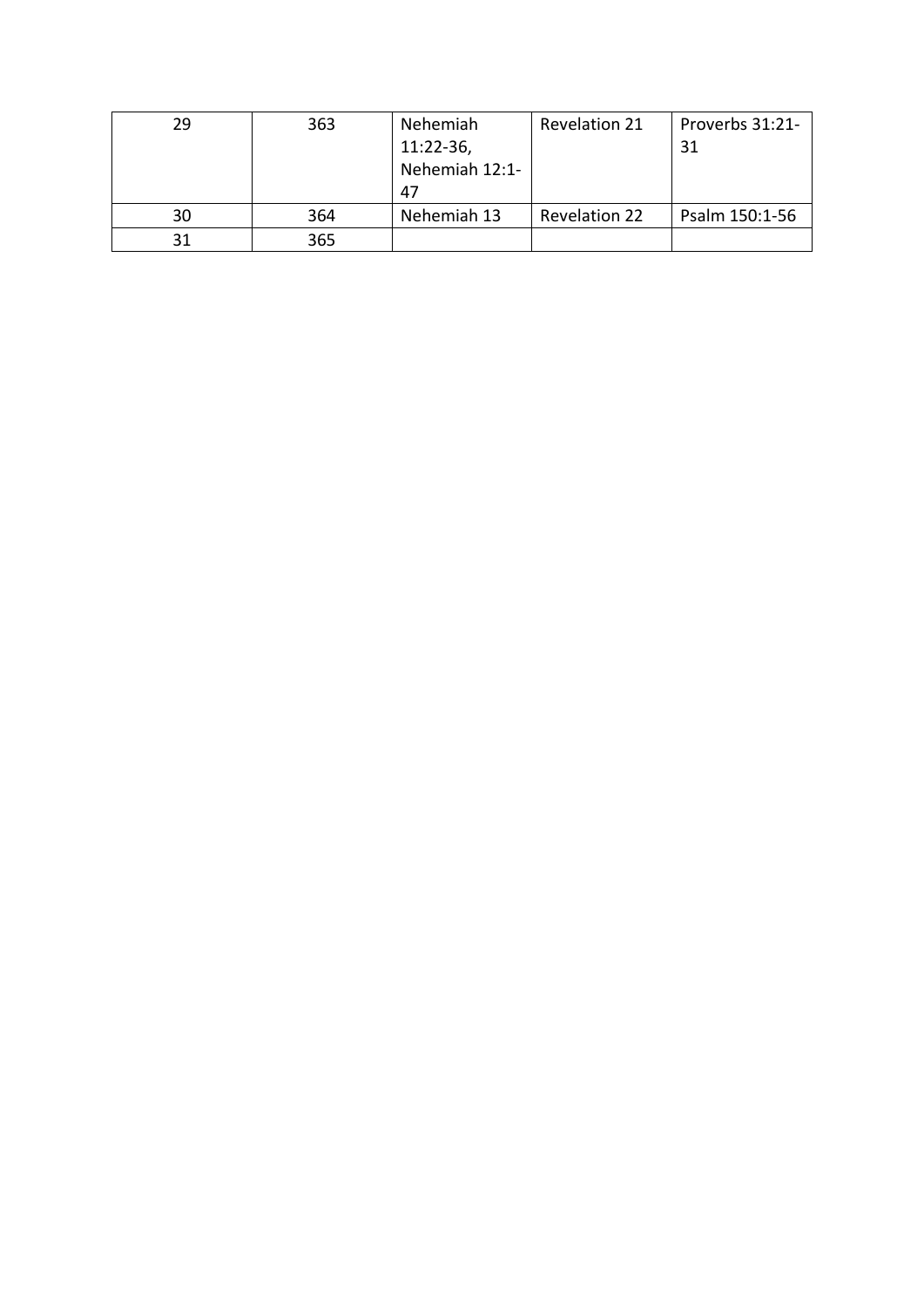| | | | | |
|---|---|---|---|---|
| 29 | 363 | Nehemiah 11:22-36, Nehemiah 12:1-47 | Revelation 21 | Proverbs 31:21-31 |
| 30 | 364 | Nehemiah 13 | Revelation 22 | Psalm 150:1-56 |
| 31 | 365 | | | |